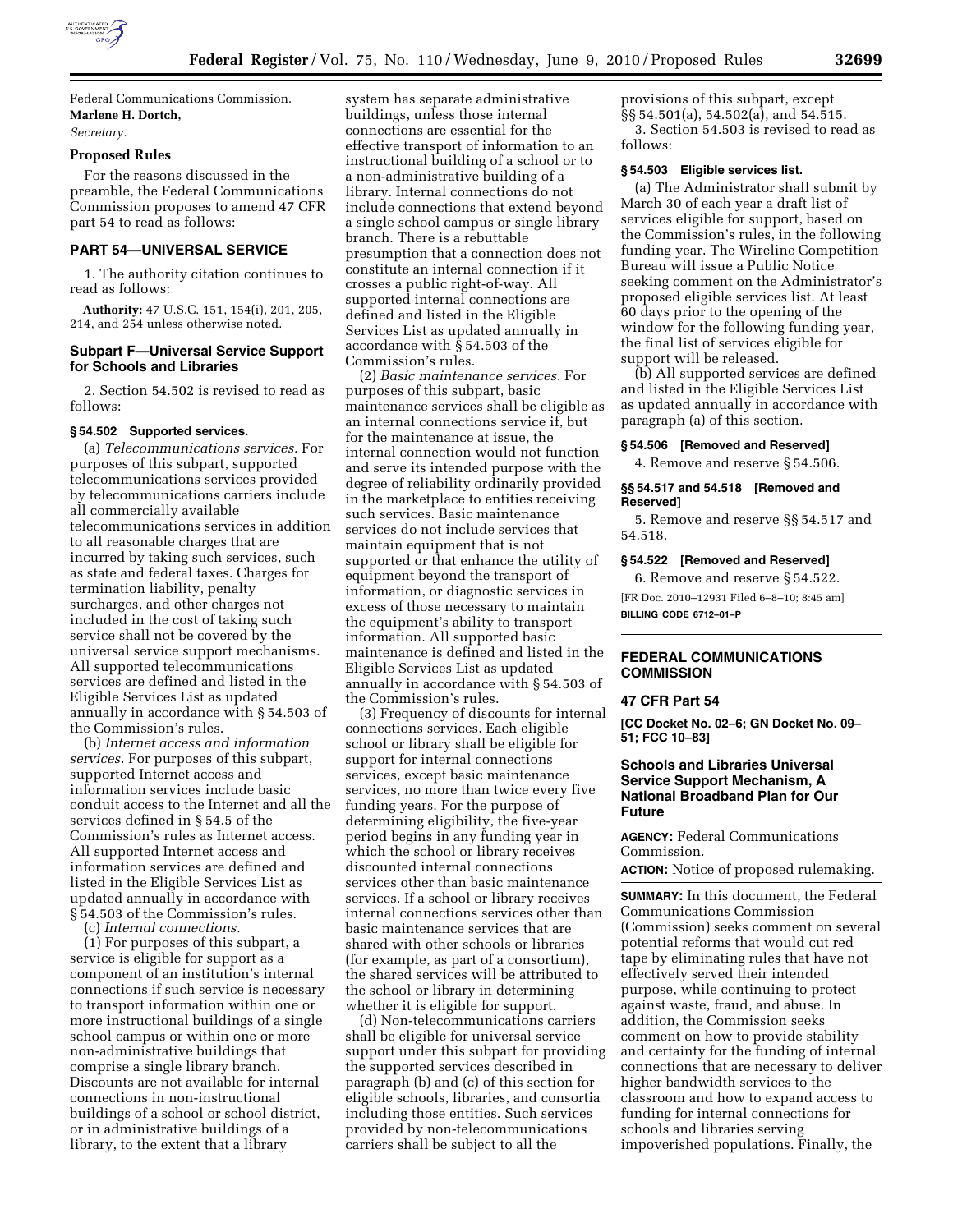Federal Communications Commission.

**Marlene H. Dortch,**

*Secretary.*

## Proposed Rules

For the reasons discussed in the preamble, the Federal Communications Commission proposes to amend 47 CFR part 54 to read as follows:

## PART 54—UNIVERSAL SERVICE

1. The authority citation continues to read as follows:

**Authority:** 47 U.S.C. 151, 154(i), 201, 205, 214, and 254 unless otherwise noted.

### Subpart F—Universal Service Support for Schools and Libraries

2. Section 54.502 is revised to read as follows:

#### § 54.502 Supported services.

(a) *Telecommunications services.* For purposes of this subpart, supported telecommunications services provided by telecommunications carriers include all commercially available telecommunications services in addition to all reasonable charges that are incurred by taking such services, such as state and federal taxes. Charges for termination liability, penalty surcharges, and other charges not included in the cost of taking such service shall not be covered by the universal service support mechanisms. All supported telecommunications services are defined and listed in the Eligible Services List as updated annually in accordance with § 54.503 of the Commission's rules.

(b) *Internet access and information services.* For purposes of this subpart, supported Internet access and information services include basic conduit access to the Internet and all the services defined in § 54.5 of the Commission's rules as Internet access. All supported Internet access and information services are defined and listed in the Eligible Services List as updated annually in accordance with § 54.503 of the Commission's rules.

(c) *Internal connections.*

(1) For purposes of this subpart, a service is eligible for support as a component of an institution's internal connections if such service is necessary to transport information within one or more instructional buildings of a single school campus or within one or more non-administrative buildings that comprise a single library branch. Discounts are not available for internal connections in non-instructional buildings of a school or school district, or in administrative buildings of a library, to the extent that a library system has separate administrative buildings, unless those internal connections are essential for the effective transport of information to an instructional building of a school or to a non-administrative building of a library. Internal connections do not include connections that extend beyond a single school campus or single library branch. There is a rebuttable presumption that a connection does not constitute an internal connection if it crosses a public right-of-way. All supported internal connections are defined and listed in the Eligible Services List as updated annually in accordance with § 54.503 of the Commission's rules.

(2) *Basic maintenance services.* For purposes of this subpart, basic maintenance services shall be eligible as an internal connections service if, but for the maintenance at issue, the internal connection would not function and serve its intended purpose with the degree of reliability ordinarily provided in the marketplace to entities receiving such services. Basic maintenance services do not include services that maintain equipment that is not supported or that enhance the utility of equipment beyond the transport of information, or diagnostic services in excess of those necessary to maintain the equipment's ability to transport information. All supported basic maintenance is defined and listed in the Eligible Services List as updated annually in accordance with § 54.503 of the Commission's rules.

(3) Frequency of discounts for internal connections services. Each eligible school or library shall be eligible for support for internal connections services, except basic maintenance services, no more than twice every five funding years. For the purpose of determining eligibility, the five-year period begins in any funding year in which the school or library receives discounted internal connections services other than basic maintenance services. If a school or library receives internal connections services other than basic maintenance services that are shared with other schools or libraries (for example, as part of a consortium), the shared services will be attributed to the school or library in determining whether it is eligible for support.

(d) Non-telecommunications carriers shall be eligible for universal service support under this subpart for providing the supported services described in paragraph (b) and (c) of this section for eligible schools, libraries, and consortia including those entities. Such services provided by non-telecommunications carriers shall be subject to all the provisions of this subpart, except §§ 54.501(a), 54.502(a), and 54.515.

3. Section 54.503 is revised to read as follows:

#### § 54.503 Eligible services list.

(a) The Administrator shall submit by March 30 of each year a draft list of services eligible for support, based on the Commission's rules, in the following funding year. The Wireline Competition Bureau will issue a Public Notice seeking comment on the Administrator's proposed eligible services list. At least 60 days prior to the opening of the window for the following funding year, the final list of services eligible for support will be released.

(b) All supported services are defined and listed in the Eligible Services List as updated annually in accordance with paragraph (a) of this section.

#### § 54.506 [Removed and Reserved]

4. Remove and reserve § 54.506.

#### §§ 54.517 and 54.518 [Removed and Reserved]

5. Remove and reserve §§ 54.517 and 54.518.

#### § 54.522 [Removed and Reserved]

6. Remove and reserve § 54.522.

[FR Doc. 2010–12931 Filed 6–8–10; 8:45 am]

**BILLING CODE 6712–01–P**

---

## FEDERAL COMMUNICATIONS COMMISSION

### 47 CFR Part 54

**[CC Docket No. 02–6; GN Docket No. 09–51; FCC 10–83]**

### Schools and Libraries Universal Service Support Mechanism, A National Broadband Plan for Our Future

**AGENCY:** Federal Communications Commission.

**ACTION:** Notice of proposed rulemaking.

**SUMMARY:** In this document, the Federal Communications Commission (Commission) seeks comment on several potential reforms that would cut red tape by eliminating rules that have not effectively served their intended purpose, while continuing to protect against waste, fraud, and abuse. In addition, the Commission seeks comment on how to provide stability and certainty for the funding of internal connections that are necessary to deliver higher bandwidth services to the classroom and how to expand access to funding for internal connections for schools and libraries serving impoverished populations. Finally, the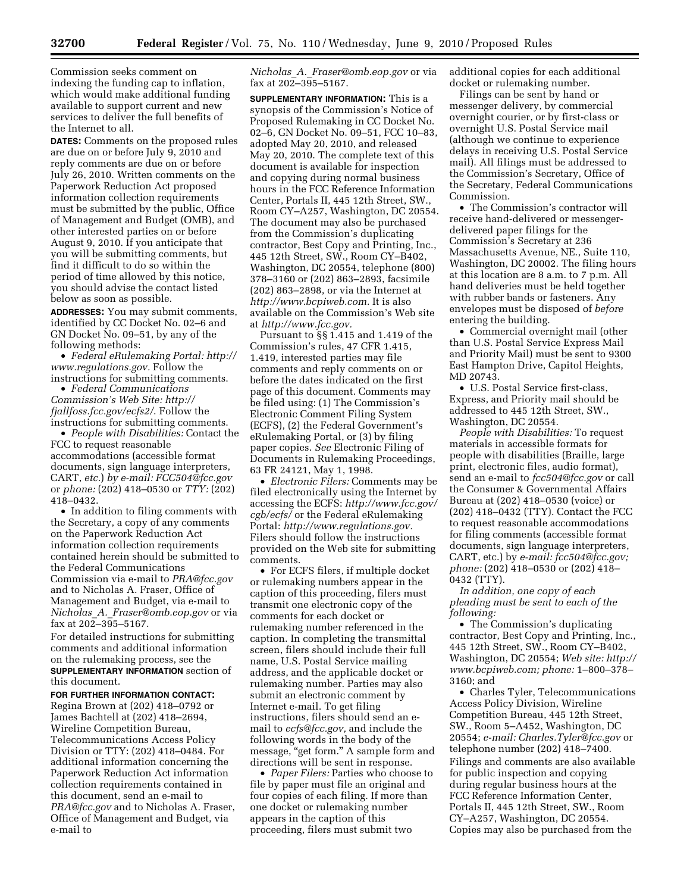Commission seeks comment on indexing the funding cap to inflation, which would make additional funding available to support current and new services to deliver the full benefits of the Internet to all.

**DATES:** Comments on the proposed rules are due on or before July 9, 2010 and reply comments are due on or before July 26, 2010. Written comments on the Paperwork Reduction Act proposed information collection requirements must be submitted by the public, Office of Management and Budget (OMB), and other interested parties on or before August 9, 2010. If you anticipate that you will be submitting comments, but find it difficult to do so within the period of time allowed by this notice, you should advise the contact listed below as soon as possible.

**ADDRESSES:** You may submit comments, identified by CC Docket No. 02–6 and GN Docket No. 09–51, by any of the following methods:

- *Federal eRulemaking Portal: http://www.regulations.gov.* Follow the instructions for submitting comments.
- *Federal Communications Commission's Web Site: http://fjallfoss.fcc.gov/ecfs2/.* Follow the instructions for submitting comments.
- *People with Disabilities:* Contact the FCC to request reasonable accommodations (accessible format documents, sign language interpreters, CART, *etc.*) *by e-mail: FCC504@fcc.gov* or *phone:* (202) 418–0530 or *TTY:* (202) 418–0432.
- In addition to filing comments with the Secretary, a copy of any comments on the Paperwork Reduction Act information collection requirements contained herein should be submitted to the Federal Communications Commission via e-mail to *PRA@fcc.gov* and to Nicholas A. Fraser, Office of Management and Budget, via e-mail to *Nicholas_A._Fraser@omb.eop.gov* or via fax at 202–395–5167.

For detailed instructions for submitting comments and additional information on the rulemaking process, see the **SUPPLEMENTARY INFORMATION** section of this document.

**FOR FURTHER INFORMATION CONTACT:** Regina Brown at (202) 418–0792 or James Bachtell at (202) 418–2694, Wireline Competition Bureau, Telecommunications Access Policy Division or TTY: (202) 418–0484. For additional information concerning the Paperwork Reduction Act information collection requirements contained in this document, send an e-mail to *PRA@fcc.gov* and to Nicholas A. Fraser, Office of Management and Budget, via e-mail to *Nicholas_A._Fraser@omb.eop.gov* or via fax at 202–395–5167.

**SUPPLEMENTARY INFORMATION:** This is a synopsis of the Commission's Notice of Proposed Rulemaking in CC Docket No. 02–6, GN Docket No. 09–51, FCC 10–83, adopted May 20, 2010, and released May 20, 2010. The complete text of this document is available for inspection and copying during normal business hours in the FCC Reference Information Center, Portals II, 445 12th Street, SW., Room CY–A257, Washington, DC 20554. The document may also be purchased from the Commission's duplicating contractor, Best Copy and Printing, Inc., 445 12th Street, SW., Room CY–B402, Washington, DC 20554, telephone (800) 378–3160 or (202) 863–2893, facsimile (202) 863–2898, or via the Internet at *http://www.bcpiweb.com.* It is also available on the Commission's Web site at *http://www.fcc.gov.*

Pursuant to §§ 1.415 and 1.419 of the Commission's rules, 47 CFR 1.415, 1.419, interested parties may file comments and reply comments on or before the dates indicated on the first page of this document. Comments may be filed using: (1) The Commission's Electronic Comment Filing System (ECFS), (2) the Federal Government's eRulemaking Portal, or (3) by filing paper copies. *See* Electronic Filing of Documents in Rulemaking Proceedings, 63 FR 24121, May 1, 1998.

- *Electronic Filers:* Comments may be filed electronically using the Internet by accessing the ECFS: *http://www.fcc.gov/cgb/ecfs/* or the Federal eRulemaking Portal: *http://www.regulations.gov.* Filers should follow the instructions provided on the Web site for submitting comments.
- For ECFS filers, if multiple docket or rulemaking numbers appear in the caption of this proceeding, filers must transmit one electronic copy of the comments for each docket or rulemaking number referenced in the caption. In completing the transmittal screen, filers should include their full name, U.S. Postal Service mailing address, and the applicable docket or rulemaking number. Parties may also submit an electronic comment by Internet e-mail. To get filing instructions, filers should send an e-mail to *ecfs@fcc.gov,* and include the following words in the body of the message, "get form." A sample form and directions will be sent in response.
- *Paper Filers:* Parties who choose to file by paper must file an original and four copies of each filing. If more than one docket or rulemaking number appears in the caption of this proceeding, filers must submit two additional copies for each additional docket or rulemaking number.

Filings can be sent by hand or messenger delivery, by commercial overnight courier, or by first-class or overnight U.S. Postal Service mail (although we continue to experience delays in receiving U.S. Postal Service mail). All filings must be addressed to the Commission's Secretary, Office of the Secretary, Federal Communications Commission.

- The Commission's contractor will receive hand-delivered or messenger-delivered paper filings for the Commission's Secretary at 236 Massachusetts Avenue, NE., Suite 110, Washington, DC 20002. The filing hours at this location are 8 a.m. to 7 p.m. All hand deliveries must be held together with rubber bands or fasteners. Any envelopes must be disposed of *before* entering the building.
- Commercial overnight mail (other than U.S. Postal Service Express Mail and Priority Mail) must be sent to 9300 East Hampton Drive, Capitol Heights, MD 20743.
- U.S. Postal Service first-class, Express, and Priority mail should be addressed to 445 12th Street, SW., Washington, DC 20554.

*People with Disabilities:* To request materials in accessible formats for people with disabilities (Braille, large print, electronic files, audio format), send an e-mail to *fcc504@fcc.gov* or call the Consumer & Governmental Affairs Bureau at (202) 418–0530 (voice) or (202) 418–0432 (TTY). Contact the FCC to request reasonable accommodations for filing comments (accessible format documents, sign language interpreters, CART, etc.) by *e-mail: fcc504@fcc.gov; phone:* (202) 418–0530 or (202) 418–0432 (TTY).

*In addition, one copy of each pleading must be sent to each of the following:*

- The Commission's duplicating contractor, Best Copy and Printing, Inc., 445 12th Street, SW., Room CY–B402, Washington, DC 20554; *Web site: http://www.bcpiweb.com; phone:* 1–800–378–3160; and
- Charles Tyler, Telecommunications Access Policy Division, Wireline Competition Bureau, 445 12th Street, SW., Room 5–A452, Washington, DC 20554; *e-mail: Charles.Tyler@fcc.gov* or telephone number (202) 418–7400.

Filings and comments are also available for public inspection and copying during regular business hours at the FCC Reference Information Center, Portals II, 445 12th Street, SW., Room CY–A257, Washington, DC 20554. Copies may also be purchased from the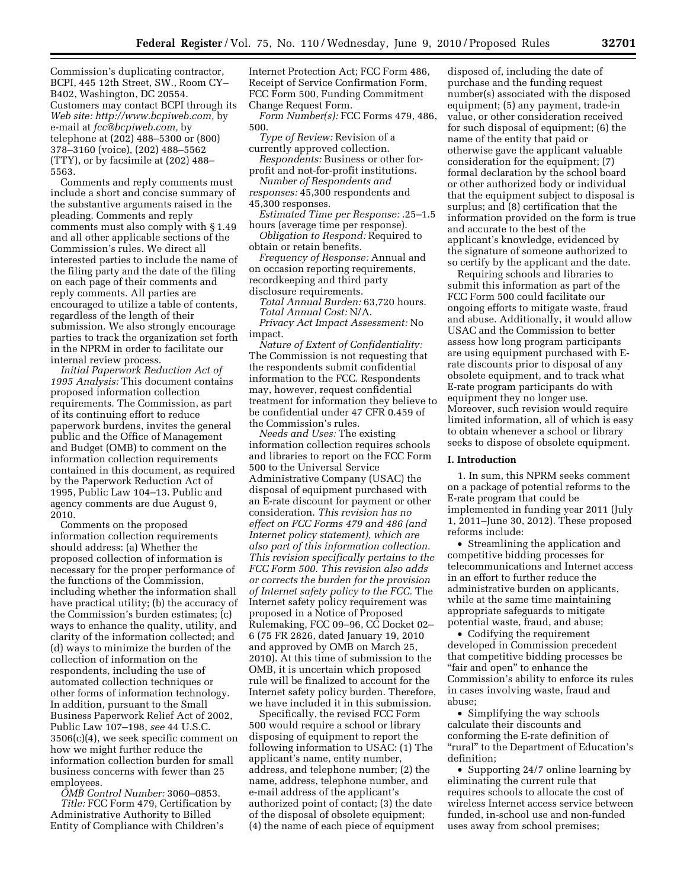Commission's duplicating contractor, BCPI, 445 12th Street, SW., Room CY–B402, Washington, DC 20554. Customers may contact BCPI through its *Web site: http://www.bcpiweb.com,* by e-mail at *fcc@bcpiweb.com,* by telephone at (202) 488–5300 or (800) 378–3160 (voice), (202) 488–5562 (TTY), or by facsimile at (202) 488–5563.

Comments and reply comments must include a short and concise summary of the substantive arguments raised in the pleading. Comments and reply comments must also comply with § 1.49 and all other applicable sections of the Commission's rules. We direct all interested parties to include the name of the filing party and the date of the filing on each page of their comments and reply comments. All parties are encouraged to utilize a table of contents, regardless of the length of their submission. We also strongly encourage parties to track the organization set forth in the NPRM in order to facilitate our internal review process.

*Initial Paperwork Reduction Act of 1995 Analysis:* This document contains proposed information collection requirements. The Commission, as part of its continuing effort to reduce paperwork burdens, invites the general public and the Office of Management and Budget (OMB) to comment on the information collection requirements contained in this document, as required by the Paperwork Reduction Act of 1995, Public Law 104–13. Public and agency comments are due August 9, 2010.

Comments on the proposed information collection requirements should address: (a) Whether the proposed collection of information is necessary for the proper performance of the functions of the Commission, including whether the information shall have practical utility; (b) the accuracy of the Commission's burden estimates; (c) ways to enhance the quality, utility, and clarity of the information collected; and (d) ways to minimize the burden of the collection of information on the respondents, including the use of automated collection techniques or other forms of information technology. In addition, pursuant to the Small Business Paperwork Relief Act of 2002, Public Law 107–198, *see* 44 U.S.C. 3506(c)(4), we seek specific comment on how we might further reduce the information collection burden for small business concerns with fewer than 25 employees.

*OMB Control Number:* 3060–0853.

*Title:* FCC Form 479, Certification by Administrative Authority to Billed Entity of Compliance with Children's Internet Protection Act; FCC Form 486, Receipt of Service Confirmation Form, FCC Form 500, Funding Commitment Change Request Form.

*Form Number(s):* FCC Forms 479, 486, 500.

*Type of Review:* Revision of a currently approved collection.

*Respondents:* Business or other for-profit and not-for-profit institutions.

*Number of Respondents and responses:* 45,300 respondents and 45,300 responses.

*Estimated Time per Response:* .25–1.5 hours (average time per response).

*Obligation to Respond:* Required to obtain or retain benefits.

*Frequency of Response:* Annual and on occasion reporting requirements, recordkeeping and third party disclosure requirements.

*Total Annual Burden:* 63,720 hours.

*Total Annual Cost:* N/A.

*Privacy Act Impact Assessment:* No impact.

*Nature of Extent of Confidentiality:* The Commission is not requesting that the respondents submit confidential information to the FCC. Respondents may, however, request confidential treatment for information they believe to be confidential under 47 CFR 0.459 of the Commission's rules.

*Needs and Uses:* The existing information collection requires schools and libraries to report on the FCC Form 500 to the Universal Service Administrative Company (USAC) the disposal of equipment purchased with an E-rate discount for payment or other consideration. *This revision has no effect on FCC Forms 479 and 486 (and Internet policy statement), which are also part of this information collection. This revision specifically pertains to the FCC Form 500. This revision also adds or corrects the burden for the provision of Internet safety policy to the FCC.* The Internet safety policy requirement was proposed in a Notice of Proposed Rulemaking, FCC 09–96, CC Docket 02–6 (75 FR 2826, dated January 19, 2010 and approved by OMB on March 25, 2010). At this time of submission to the OMB, it is uncertain which proposed rule will be finalized to account for the Internet safety policy burden. Therefore, we have included it in this submission.

Specifically, the revised FCC Form 500 would require a school or library disposing of equipment to report the following information to USAC: (1) The applicant's name, entity number, address, and telephone number; (2) the name, address, telephone number, and e-mail address of the applicant's authorized point of contact; (3) the date of the disposal of obsolete equipment; (4) the name of each piece of equipment disposed of, including the date of purchase and the funding request number(s) associated with the disposed equipment; (5) any payment, trade-in value, or other consideration received for such disposal of equipment; (6) the name of the entity that paid or otherwise gave the applicant valuable consideration for the equipment; (7) formal declaration by the school board or other authorized body or individual that the equipment subject to disposal is surplus; and (8) certification that the information provided on the form is true and accurate to the best of the applicant's knowledge, evidenced by the signature of someone authorized to so certify by the applicant and the date.

Requiring schools and libraries to submit this information as part of the FCC Form 500 could facilitate our ongoing efforts to mitigate waste, fraud and abuse. Additionally, it would allow USAC and the Commission to better assess how long program participants are using equipment purchased with E-rate discounts prior to disposal of any obsolete equipment, and to track what E-rate program participants do with equipment they no longer use. Moreover, such revision would require limited information, all of which is easy to obtain whenever a school or library seeks to dispose of obsolete equipment.

## I. Introduction

1. In sum, this NPRM seeks comment on a package of potential reforms to the E-rate program that could be implemented in funding year 2011 (July 1, 2011–June 30, 2012). These proposed reforms include:

- Streamlining the application and competitive bidding processes for telecommunications and Internet access in an effort to further reduce the administrative burden on applicants, while at the same time maintaining appropriate safeguards to mitigate potential waste, fraud, and abuse;
- Codifying the requirement developed in Commission precedent that competitive bidding processes be "fair and open" to enhance the Commission's ability to enforce its rules in cases involving waste, fraud and abuse;
- Simplifying the way schools calculate their discounts and conforming the E-rate definition of "rural" to the Department of Education's definition;
- Supporting 24/7 online learning by eliminating the current rule that requires schools to allocate the cost of wireless Internet access service between funded, in-school use and non-funded uses away from school premises;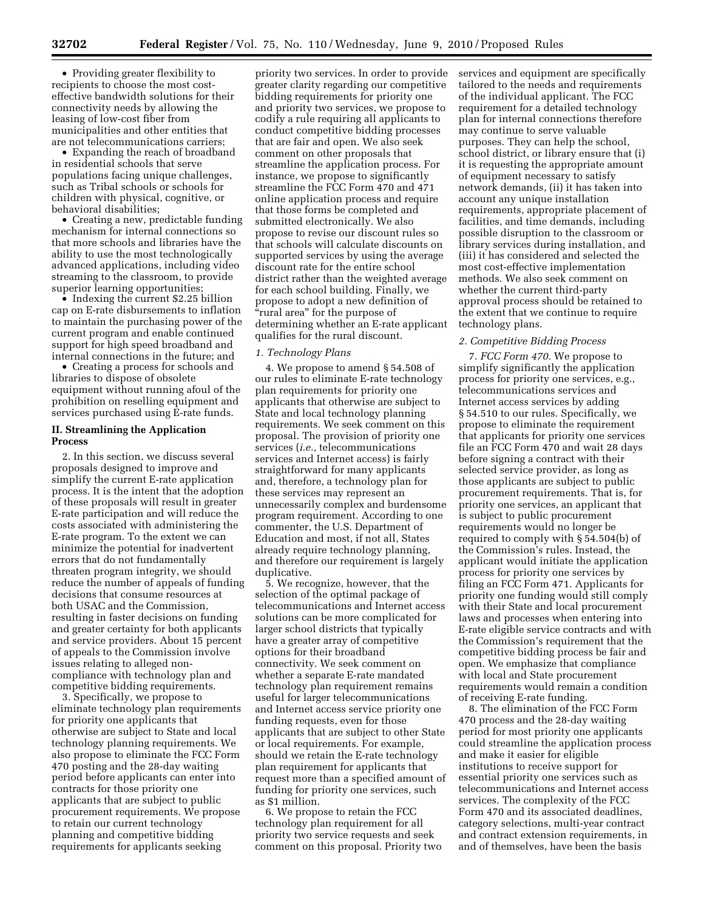- Providing greater flexibility to recipients to choose the most cost-effective bandwidth solutions for their connectivity needs by allowing the leasing of low-cost fiber from municipalities and other entities that are not telecommunications carriers;
- Expanding the reach of broadband in residential schools that serve populations facing unique challenges, such as Tribal schools or schools for children with physical, cognitive, or behavioral disabilities;
- Creating a new, predictable funding mechanism for internal connections so that more schools and libraries have the ability to use the most technologically advanced applications, including video streaming to the classroom, to provide superior learning opportunities;
- Indexing the current $2.25 billion cap on E-rate disbursements to inflation to maintain the purchasing power of the current program and enable continued support for high speed broadband and internal connections in the future; and
- Creating a process for schools and libraries to dispose of obsolete equipment without running afoul of the prohibition on reselling equipment and services purchased using E-rate funds.

## II. Streamlining the Application Process

2. In this section, we discuss several proposals designed to improve and simplify the current E-rate application process. It is the intent that the adoption of these proposals will result in greater E-rate participation and will reduce the costs associated with administering the E-rate program. To the extent we can minimize the potential for inadvertent errors that do not fundamentally threaten program integrity, we should reduce the number of appeals of funding decisions that consume resources at both USAC and the Commission, resulting in faster decisions on funding and greater certainty for both applicants and service providers. About 15 percent of appeals to the Commission involve issues relating to alleged non-compliance with technology plan and competitive bidding requirements.

3. Specifically, we propose to eliminate technology plan requirements for priority one applicants that otherwise are subject to State and local technology planning requirements. We also propose to eliminate the FCC Form 470 posting and the 28-day waiting period before applicants can enter into contracts for those priority one applicants that are subject to public procurement requirements. We propose to retain our current technology planning and competitive bidding requirements for applicants seeking priority two services. In order to provide greater clarity regarding our competitive bidding requirements for priority one and priority two services, we propose to codify a rule requiring all applicants to conduct competitive bidding processes that are fair and open. We also seek comment on other proposals that streamline the application process. For instance, we propose to significantly streamline the FCC Form 470 and 471 online application process and require that those forms be completed and submitted electronically. We also propose to revise our discount rules so that schools will calculate discounts on supported services by using the average discount rate for the entire school district rather than the weighted average for each school building. Finally, we propose to adopt a new definition of "rural area" for the purpose of determining whether an E-rate applicant qualifies for the rural discount.

### 1. Technology Plans

4. We propose to amend § 54.508 of our rules to eliminate E-rate technology plan requirements for priority one applicants that otherwise are subject to State and local technology planning requirements. We seek comment on this proposal. The provision of priority one services (*i.e.,* telecommunications services and Internet access) is fairly straightforward for many applicants and, therefore, a technology plan for these services may represent an unnecessarily complex and burdensome program requirement. According to one commenter, the U.S. Department of Education and most, if not all, States already require technology planning, and therefore our requirement is largely duplicative.

5. We recognize, however, that the selection of the optimal package of telecommunications and Internet access solutions can be more complicated for larger school districts that typically have a greater array of competitive options for their broadband connectivity. We seek comment on whether a separate E-rate mandated technology plan requirement remains useful for larger telecommunications and Internet access service priority one funding requests, even for those applicants that are subject to other State or local requirements. For example, should we retain the E-rate technology plan requirement for applicants that request more than a specified amount of funding for priority one services, such as $1 million.

6. We propose to retain the FCC technology plan requirement for all priority two service requests and seek comment on this proposal. Priority two services and equipment are specifically tailored to the needs and requirements of the individual applicant. The FCC requirement for a detailed technology plan for internal connections therefore may continue to serve valuable purposes. They can help the school, school district, or library ensure that (i) it is requesting the appropriate amount of equipment necessary to satisfy network demands, (ii) it has taken into account any unique installation requirements, appropriate placement of facilities, and time demands, including possible disruption to the classroom or library services during installation, and (iii) it has considered and selected the most cost-effective implementation methods. We also seek comment on whether the current third-party approval process should be retained to the extent that we continue to require technology plans.

### 2. Competitive Bidding Process

7. *FCC Form 470.* We propose to simplify significantly the application process for priority one services, e.g., telecommunications services and Internet access services by adding § 54.510 to our rules. Specifically, we propose to eliminate the requirement that applicants for priority one services file an FCC Form 470 and wait 28 days before signing a contract with their selected service provider, as long as those applicants are subject to public procurement requirements. That is, for priority one services, an applicant that is subject to public procurement requirements would no longer be required to comply with § 54.504(b) of the Commission's rules. Instead, the applicant would initiate the application process for priority one services by filing an FCC Form 471. Applicants for priority one funding would still comply with their State and local procurement laws and processes when entering into E-rate eligible service contracts and with the Commission's requirement that the competitive bidding process be fair and open. We emphasize that compliance with local and State procurement requirements would remain a condition of receiving E-rate funding.

8. The elimination of the FCC Form 470 process and the 28-day waiting period for most priority one applicants could streamline the application process and make it easier for eligible institutions to receive support for essential priority one services such as telecommunications and Internet access services. The complexity of the FCC Form 470 and its associated deadlines, category selections, multi-year contract and contract extension requirements, in and of themselves, have been the basis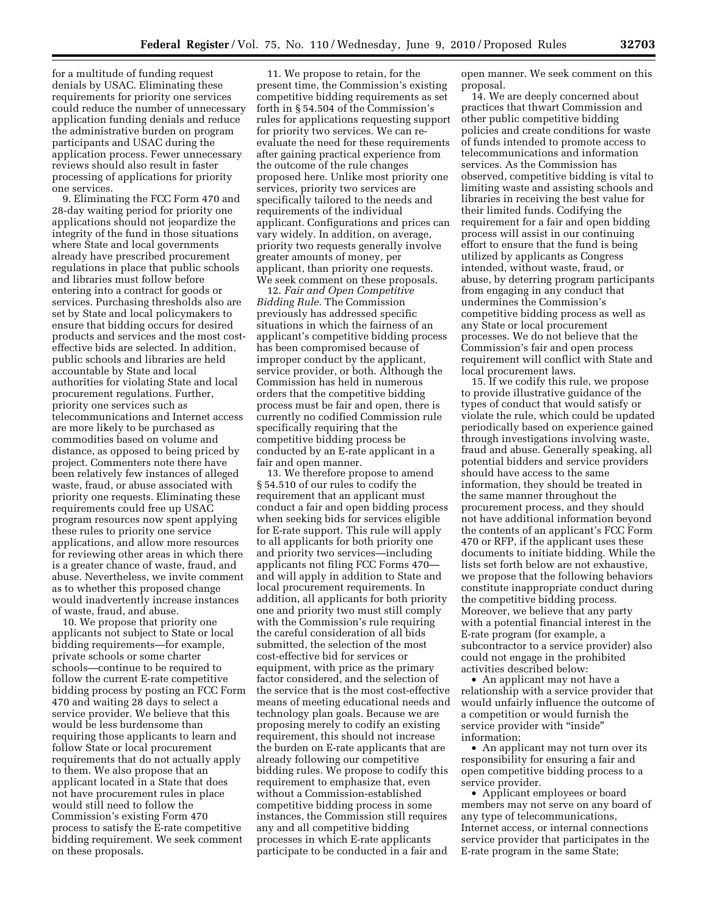for a multitude of funding request denials by USAC. Eliminating these requirements for priority one services could reduce the number of unnecessary application funding denials and reduce the administrative burden on program participants and USAC during the application process. Fewer unnecessary reviews should also result in faster processing of applications for priority one services.

9. Eliminating the FCC Form 470 and 28-day waiting period for priority one applications should not jeopardize the integrity of the fund in those situations where State and local governments already have prescribed procurement regulations in place that public schools and libraries must follow before entering into a contract for goods or services. Purchasing thresholds also are set by State and local policymakers to ensure that bidding occurs for desired products and services and the most cost-effective bids are selected. In addition, public schools and libraries are held accountable by State and local authorities for violating State and local procurement regulations. Further, priority one services such as telecommunications and Internet access are more likely to be purchased as commodities based on volume and distance, as opposed to being priced by project. Commenters note there have been relatively few instances of alleged waste, fraud, or abuse associated with priority one requests. Eliminating these requirements could free up USAC program resources now spent applying these rules to priority one service applications, and allow more resources for reviewing other areas in which there is a greater chance of waste, fraud, and abuse. Nevertheless, we invite comment as to whether this proposed change would inadvertently increase instances of waste, fraud, and abuse.

10. We propose that priority one applicants not subject to State or local bidding requirements—for example, private schools or some charter schools—continue to be required to follow the current E-rate competitive bidding process by posting an FCC Form 470 and waiting 28 days to select a service provider. We believe that this would be less burdensome than requiring those applicants to learn and follow State or local procurement requirements that do not actually apply to them. We also propose that an applicant located in a State that does not have procurement rules in place would still need to follow the Commission's existing Form 470 process to satisfy the E-rate competitive bidding requirement. We seek comment on these proposals.

11. We propose to retain, for the present time, the Commission's existing competitive bidding requirements as set forth in § 54.504 of the Commission's rules for applications requesting support for priority two services. We can re-evaluate the need for these requirements after gaining practical experience from the outcome of the rule changes proposed here. Unlike most priority one services, priority two services are specifically tailored to the needs and requirements of the individual applicant. Configurations and prices can vary widely. In addition, on average, priority two requests generally involve greater amounts of money, per applicant, than priority one requests. We seek comment on these proposals.

12. *Fair and Open Competitive Bidding Rule.* The Commission previously has addressed specific situations in which the fairness of an applicant's competitive bidding process has been compromised because of improper conduct by the applicant, service provider, or both. Although the Commission has held in numerous orders that the competitive bidding process must be fair and open, there is currently no codified Commission rule specifically requiring that the competitive bidding process be conducted by an E-rate applicant in a fair and open manner.

13. We therefore propose to amend § 54.510 of our rules to codify the requirement that an applicant must conduct a fair and open bidding process when seeking bids for services eligible for E-rate support. This rule will apply to all applicants for both priority one and priority two services—including applicants not filing FCC Forms 470—and will apply in addition to State and local procurement requirements. In addition, all applicants for both priority one and priority two must still comply with the Commission's rule requiring the careful consideration of all bids submitted, the selection of the most cost-effective bid for services or equipment, with price as the primary factor considered, and the selection of the service that is the most cost-effective means of meeting educational needs and technology plan goals. Because we are proposing merely to codify an existing requirement, this should not increase the burden on E-rate applicants that are already following our competitive bidding rules. We propose to codify this requirement to emphasize that, even without a Commission-established competitive bidding process in some instances, the Commission still requires any and all competitive bidding processes in which E-rate applicants participate to be conducted in a fair and open manner. We seek comment on this proposal.

14. We are deeply concerned about practices that thwart Commission and other public competitive bidding policies and create conditions for waste of funds intended to promote access to telecommunications and information services. As the Commission has observed, competitive bidding is vital to limiting waste and assisting schools and libraries in receiving the best value for their limited funds. Codifying the requirement for a fair and open bidding process will assist in our continuing effort to ensure that the fund is being utilized by applicants as Congress intended, without waste, fraud, or abuse, by deterring program participants from engaging in any conduct that undermines the Commission's competitive bidding process as well as any State or local procurement processes. We do not believe that the Commission's fair and open process requirement will conflict with State and local procurement laws.

15. If we codify this rule, we propose to provide illustrative guidance of the types of conduct that would satisfy or violate the rule, which could be updated periodically based on experience gained through investigations involving waste, fraud and abuse. Generally speaking, all potential bidders and service providers should have access to the same information, they should be treated in the same manner throughout the procurement process, and they should not have additional information beyond the contents of an applicant's FCC Form 470 or RFP, if the applicant uses these documents to initiate bidding. While the lists set forth below are not exhaustive, we propose that the following behaviors constitute inappropriate conduct during the competitive bidding process. Moreover, we believe that any party with a potential financial interest in the E-rate program (for example, a subcontractor to a service provider) also could not engage in the prohibited activities described below:

- An applicant may not have a relationship with a service provider that would unfairly influence the outcome of a competition or would furnish the service provider with "inside" information;
- An applicant may not turn over its responsibility for ensuring a fair and open competitive bidding process to a service provider.
- Applicant employees or board members may not serve on any board of any type of telecommunications, Internet access, or internal connections service provider that participates in the E-rate program in the same State;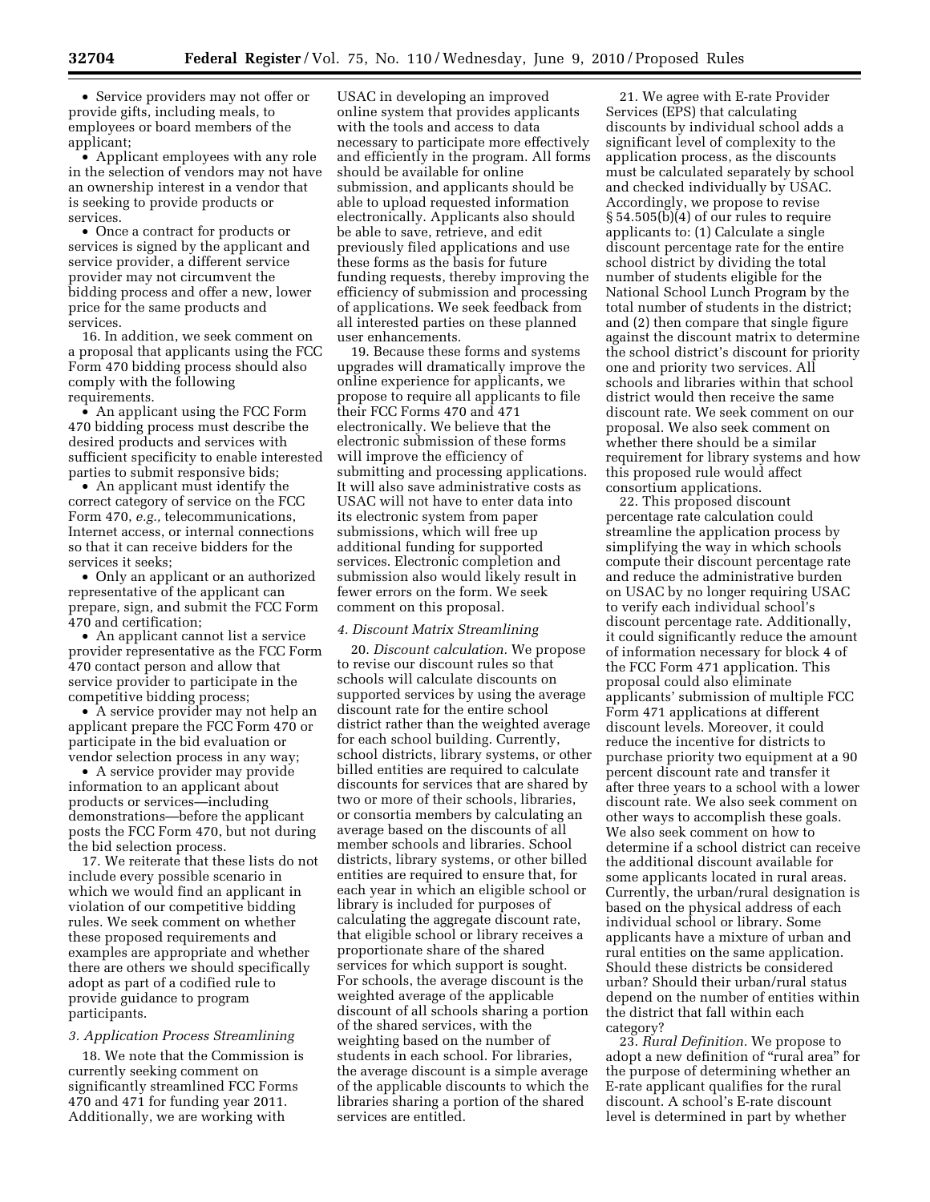- Service providers may not offer or provide gifts, including meals, to employees or board members of the applicant;
- Applicant employees with any role in the selection of vendors may not have an ownership interest in a vendor that is seeking to provide products or services.
- Once a contract for products or services is signed by the applicant and service provider, a different service provider may not circumvent the bidding process and offer a new, lower price for the same products and services.

16. In addition, we seek comment on a proposal that applicants using the FCC Form 470 bidding process should also comply with the following requirements.

- An applicant using the FCC Form 470 bidding process must describe the desired products and services with sufficient specificity to enable interested parties to submit responsive bids;
- An applicant must identify the correct category of service on the FCC Form 470, *e.g.,* telecommunications, Internet access, or internal connections so that it can receive bidders for the services it seeks;
- Only an applicant or an authorized representative of the applicant can prepare, sign, and submit the FCC Form 470 and certification;
- An applicant cannot list a service provider representative as the FCC Form 470 contact person and allow that service provider to participate in the competitive bidding process;
- A service provider may not help an applicant prepare the FCC Form 470 or participate in the bid evaluation or vendor selection process in any way;
- A service provider may provide information to an applicant about products or services—including demonstrations—before the applicant posts the FCC Form 470, but not during the bid selection process.

17. We reiterate that these lists do not include every possible scenario in which we would find an applicant in violation of our competitive bidding rules. We seek comment on whether these proposed requirements and examples are appropriate and whether there are others we should specifically adopt as part of a codified rule to provide guidance to program participants.

### *3. Application Process Streamlining*

18. We note that the Commission is currently seeking comment on significantly streamlined FCC Forms 470 and 471 for funding year 2011. Additionally, we are working with USAC in developing an improved online system that provides applicants with the tools and access to data necessary to participate more effectively and efficiently in the program. All forms should be available for online submission, and applicants should be able to upload requested information electronically. Applicants also should be able to save, retrieve, and edit previously filed applications and use these forms as the basis for future funding requests, thereby improving the efficiency of submission and processing of applications. We seek feedback from all interested parties on these planned user enhancements.

19. Because these forms and systems upgrades will dramatically improve the online experience for applicants, we propose to require all applicants to file their FCC Forms 470 and 471 electronically. We believe that the electronic submission of these forms will improve the efficiency of submitting and processing applications. It will also save administrative costs as USAC will not have to enter data into its electronic system from paper submissions, which will free up additional funding for supported services. Electronic completion and submission also would likely result in fewer errors on the form. We seek comment on this proposal.

### *4. Discount Matrix Streamlining*

20. *Discount calculation.* We propose to revise our discount rules so that schools will calculate discounts on supported services by using the average discount rate for the entire school district rather than the weighted average for each school building. Currently, school districts, library systems, or other billed entities are required to calculate discounts for services that are shared by two or more of their schools, libraries, or consortia members by calculating an average based on the discounts of all member schools and libraries. School districts, library systems, or other billed entities are required to ensure that, for each year in which an eligible school or library is included for purposes of calculating the aggregate discount rate, that eligible school or library receives a proportionate share of the shared services for which support is sought. For schools, the average discount is the weighted average of the applicable discount of all schools sharing a portion of the shared services, with the weighting based on the number of students in each school. For libraries, the average discount is a simple average of the applicable discounts to which the libraries sharing a portion of the shared services are entitled.

21. We agree with E-rate Provider Services (EPS) that calculating discounts by individual school adds a significant level of complexity to the application process, as the discounts must be calculated separately by school and checked individually by USAC. Accordingly, we propose to revise § 54.505(b)(4) of our rules to require applicants to: (1) Calculate a single discount percentage rate for the entire school district by dividing the total number of students eligible for the National School Lunch Program by the total number of students in the district; and (2) then compare that single figure against the discount matrix to determine the school district's discount for priority one and priority two services. All schools and libraries within that school district would then receive the same discount rate. We seek comment on our proposal. We also seek comment on whether there should be a similar requirement for library systems and how this proposed rule would affect consortium applications.

22. This proposed discount percentage rate calculation could streamline the application process by simplifying the way in which schools compute their discount percentage rate and reduce the administrative burden on USAC by no longer requiring USAC to verify each individual school's discount percentage rate. Additionally, it could significantly reduce the amount of information necessary for block 4 of the FCC Form 471 application. This proposal could also eliminate applicants' submission of multiple FCC Form 471 applications at different discount levels. Moreover, it could reduce the incentive for districts to purchase priority two equipment at a 90 percent discount rate and transfer it after three years to a school with a lower discount rate. We also seek comment on other ways to accomplish these goals. We also seek comment on how to determine if a school district can receive the additional discount available for some applicants located in rural areas. Currently, the urban/rural designation is based on the physical address of each individual school or library. Some applicants have a mixture of urban and rural entities on the same application. Should these districts be considered urban? Should their urban/rural status depend on the number of entities within the district that fall within each category?

23. *Rural Definition.* We propose to adopt a new definition of "rural area" for the purpose of determining whether an E-rate applicant qualifies for the rural discount. A school's E-rate discount level is determined in part by whether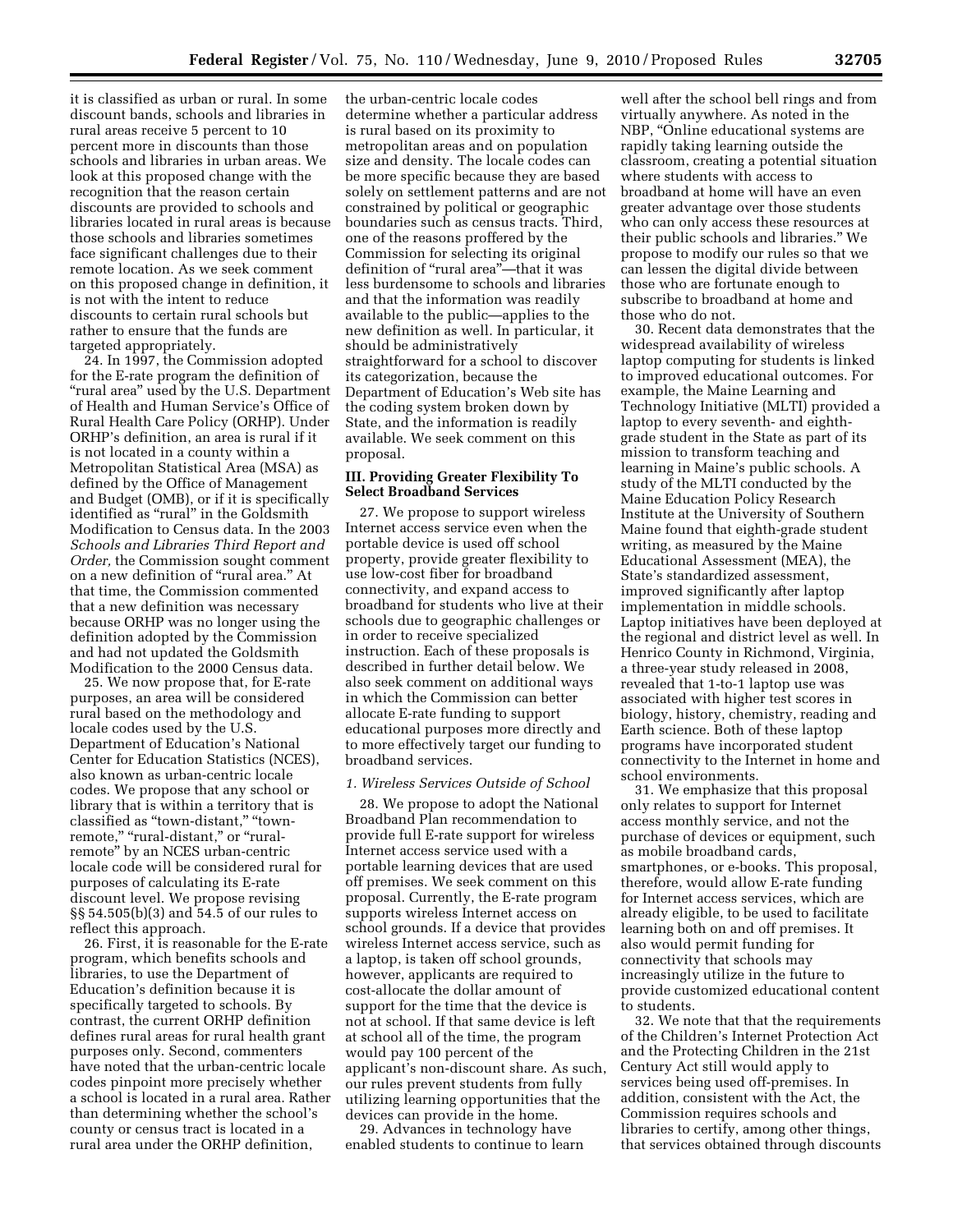it is classified as urban or rural. In some discount bands, schools and libraries in rural areas receive 5 percent to 10 percent more in discounts than those schools and libraries in urban areas. We look at this proposed change with the recognition that the reason certain discounts are provided to schools and libraries located in rural areas is because those schools and libraries sometimes face significant challenges due to their remote location. As we seek comment on this proposed change in definition, it is not with the intent to reduce discounts to certain rural schools but rather to ensure that the funds are targeted appropriately.

24. In 1997, the Commission adopted for the E-rate program the definition of "rural area" used by the U.S. Department of Health and Human Service's Office of Rural Health Care Policy (ORHP). Under ORHP's definition, an area is rural if it is not located in a county within a Metropolitan Statistical Area (MSA) as defined by the Office of Management and Budget (OMB), or if it is specifically identified as "rural" in the Goldsmith Modification to Census data. In the 2003 *Schools and Libraries Third Report and Order,* the Commission sought comment on a new definition of "rural area." At that time, the Commission commented that a new definition was necessary because ORHP was no longer using the definition adopted by the Commission and had not updated the Goldsmith Modification to the 2000 Census data.

25. We now propose that, for E-rate purposes, an area will be considered rural based on the methodology and locale codes used by the U.S. Department of Education's National Center for Education Statistics (NCES), also known as urban-centric locale codes. We propose that any school or library that is within a territory that is classified as "town-distant," "town-remote," "rural-distant," or "rural-remote" by an NCES urban-centric locale code will be considered rural for purposes of calculating its E-rate discount level. We propose revising §§ 54.505(b)(3) and 54.5 of our rules to reflect this approach.

26. First, it is reasonable for the E-rate program, which benefits schools and libraries, to use the Department of Education's definition because it is specifically targeted to schools. By contrast, the current ORHP definition defines rural areas for rural health grant purposes only. Second, commenters have noted that the urban-centric locale codes pinpoint more precisely whether a school is located in a rural area. Rather than determining whether the school's county or census tract is located in a rural area under the ORHP definition, the urban-centric locale codes determine whether a particular address is rural based on its proximity to metropolitan areas and on population size and density. The locale codes can be more specific because they are based solely on settlement patterns and are not constrained by political or geographic boundaries such as census tracts. Third, one of the reasons proffered by the Commission for selecting its original definition of "rural area"—that it was less burdensome to schools and libraries and that the information was readily available to the public—applies to the new definition as well. In particular, it should be administratively straightforward for a school to discover its categorization, because the Department of Education's Web site has the coding system broken down by State, and the information is readily available. We seek comment on this proposal.

## III. Providing Greater Flexibility To Select Broadband Services

27. We propose to support wireless Internet access service even when the portable device is used off school property, provide greater flexibility to use low-cost fiber for broadband connectivity, and expand access to broadband for students who live at their schools due to geographic challenges or in order to receive specialized instruction. Each of these proposals is described in further detail below. We also seek comment on additional ways in which the Commission can better allocate E-rate funding to support educational purposes more directly and to more effectively target our funding to broadband services.

### *1. Wireless Services Outside of School*

28. We propose to adopt the National Broadband Plan recommendation to provide full E-rate support for wireless Internet access service used with a portable learning devices that are used off premises. We seek comment on this proposal. Currently, the E-rate program supports wireless Internet access on school grounds. If a device that provides wireless Internet access service, such as a laptop, is taken off school grounds, however, applicants are required to cost-allocate the dollar amount of support for the time that the device is not at school. If that same device is left at school all of the time, the program would pay 100 percent of the applicant's non-discount share. As such, our rules prevent students from fully utilizing learning opportunities that the devices can provide in the home.

29. Advances in technology have enabled students to continue to learn well after the school bell rings and from virtually anywhere. As noted in the NBP, "Online educational systems are rapidly taking learning outside the classroom, creating a potential situation where students with access to broadband at home will have an even greater advantage over those students who can only access these resources at their public schools and libraries." We propose to modify our rules so that we can lessen the digital divide between those who are fortunate enough to subscribe to broadband at home and those who do not.

30. Recent data demonstrates that the widespread availability of wireless laptop computing for students is linked to improved educational outcomes. For example, the Maine Learning and Technology Initiative (MLTI) provided a laptop to every seventh- and eighth-grade student in the State as part of its mission to transform teaching and learning in Maine's public schools. A study of the MLTI conducted by the Maine Education Policy Research Institute at the University of Southern Maine found that eighth-grade student writing, as measured by the Maine Educational Assessment (MEA), the State's standardized assessment, improved significantly after laptop implementation in middle schools. Laptop initiatives have been deployed at the regional and district level as well. In Henrico County in Richmond, Virginia, a three-year study released in 2008, revealed that 1-to-1 laptop use was associated with higher test scores in biology, history, chemistry, reading and Earth science. Both of these laptop programs have incorporated student connectivity to the Internet in home and school environments.

31. We emphasize that this proposal only relates to support for Internet access monthly service, and not the purchase of devices or equipment, such as mobile broadband cards, smartphones, or e-books. This proposal, therefore, would allow E-rate funding for Internet access services, which are already eligible, to be used to facilitate learning both on and off premises. It also would permit funding for connectivity that schools may increasingly utilize in the future to provide customized educational content to students.

32. We note that that the requirements of the Children's Internet Protection Act and the Protecting Children in the 21st Century Act still would apply to services being used off-premises. In addition, consistent with the Act, the Commission requires schools and libraries to certify, among other things, that services obtained through discounts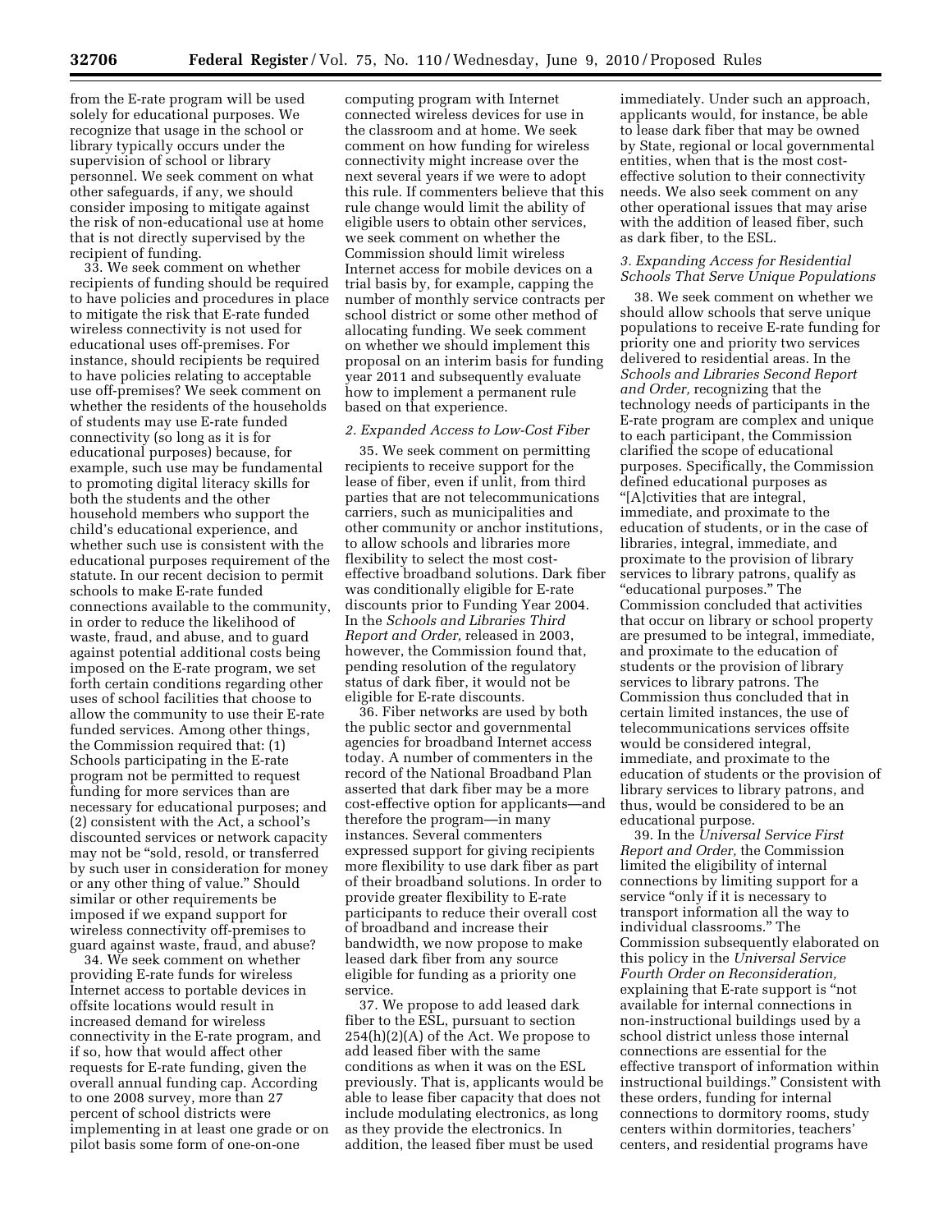from the E-rate program will be used solely for educational purposes. We recognize that usage in the school or library typically occurs under the supervision of school or library personnel. We seek comment on what other safeguards, if any, we should consider imposing to mitigate against the risk of non-educational use at home that is not directly supervised by the recipient of funding.

33. We seek comment on whether recipients of funding should be required to have policies and procedures in place to mitigate the risk that E-rate funded wireless connectivity is not used for educational uses off-premises. For instance, should recipients be required to have policies relating to acceptable use off-premises? We seek comment on whether the residents of the households of students may use E-rate funded connectivity (so long as it is for educational purposes) because, for example, such use may be fundamental to promoting digital literacy skills for both the students and the other household members who support the child's educational experience, and whether such use is consistent with the educational purposes requirement of the statute. In our recent decision to permit schools to make E-rate funded connections available to the community, in order to reduce the likelihood of waste, fraud, and abuse, and to guard against potential additional costs being imposed on the E-rate program, we set forth certain conditions regarding other uses of school facilities that choose to allow the community to use their E-rate funded services. Among other things, the Commission required that: (1) Schools participating in the E-rate program not be permitted to request funding for more services than are necessary for educational purposes; and (2) consistent with the Act, a school's discounted services or network capacity may not be "sold, resold, or transferred by such user in consideration for money or any other thing of value." Should similar or other requirements be imposed if we expand support for wireless connectivity off-premises to guard against waste, fraud, and abuse?

34. We seek comment on whether providing E-rate funds for wireless Internet access to portable devices in offsite locations would result in increased demand for wireless connectivity in the E-rate program, and if so, how that would affect other requests for E-rate funding, given the overall annual funding cap. According to one 2008 survey, more than 27 percent of school districts were implementing in at least one grade or on pilot basis some form of one-on-one computing program with Internet connected wireless devices for use in the classroom and at home. We seek comment on how funding for wireless connectivity might increase over the next several years if we were to adopt this rule. If commenters believe that this rule change would limit the ability of eligible users to obtain other services, we seek comment on whether the Commission should limit wireless Internet access for mobile devices on a trial basis by, for example, capping the number of monthly service contracts per school district or some other method of allocating funding. We seek comment on whether we should implement this proposal on an interim basis for funding year 2011 and subsequently evaluate how to implement a permanent rule based on that experience.

### *2. Expanded Access to Low-Cost Fiber*

35. We seek comment on permitting recipients to receive support for the lease of fiber, even if unlit, from third parties that are not telecommunications carriers, such as municipalities and other community or anchor institutions, to allow schools and libraries more flexibility to select the most cost-effective broadband solutions. Dark fiber was conditionally eligible for E-rate discounts prior to Funding Year 2004. In the *Schools and Libraries Third Report and Order,* released in 2003, however, the Commission found that, pending resolution of the regulatory status of dark fiber, it would not be eligible for E-rate discounts.

36. Fiber networks are used by both the public sector and governmental agencies for broadband Internet access today. A number of commenters in the record of the National Broadband Plan asserted that dark fiber may be a more cost-effective option for applicants—and therefore the program—in many instances. Several commenters expressed support for giving recipients more flexibility to use dark fiber as part of their broadband solutions. In order to provide greater flexibility to E-rate participants to reduce their overall cost of broadband and increase their bandwidth, we now propose to make leased dark fiber from any source eligible for funding as a priority one service.

37. We propose to add leased dark fiber to the ESL, pursuant to section 254(h)(2)(A) of the Act. We propose to add leased fiber with the same conditions as when it was on the ESL previously. That is, applicants would be able to lease fiber capacity that does not include modulating electronics, as long as they provide the electronics. In addition, the leased fiber must be used immediately. Under such an approach, applicants would, for instance, be able to lease dark fiber that may be owned by State, regional or local governmental entities, when that is the most cost-effective solution to their connectivity needs. We also seek comment on any other operational issues that may arise with the addition of leased fiber, such as dark fiber, to the ESL.

### *3. Expanding Access for Residential Schools That Serve Unique Populations*

38. We seek comment on whether we should allow schools that serve unique populations to receive E-rate funding for priority one and priority two services delivered to residential areas. In the *Schools and Libraries Second Report and Order,* recognizing that the technology needs of participants in the E-rate program are complex and unique to each participant, the Commission clarified the scope of educational purposes. Specifically, the Commission defined educational purposes as "[A]ctivities that are integral, immediate, and proximate to the education of students, or in the case of libraries, integral, immediate, and proximate to the provision of library services to library patrons, qualify as "educational purposes." The Commission concluded that activities that occur on library or school property are presumed to be integral, immediate, and proximate to the education of students or the provision of library services to library patrons. The Commission thus concluded that in certain limited instances, the use of telecommunications services offsite would be considered integral, immediate, and proximate to the education of students or the provision of library services to library patrons, and thus, would be considered to be an educational purpose.

39. In the *Universal Service First Report and Order,* the Commission limited the eligibility of internal connections by limiting support for a service "only if it is necessary to transport information all the way to individual classrooms." The Commission subsequently elaborated on this policy in the *Universal Service Fourth Order on Reconsideration,* explaining that E-rate support is "not available for internal connections in non-instructional buildings used by a school district unless those internal connections are essential for the effective transport of information within instructional buildings." Consistent with these orders, funding for internal connections to dormitory rooms, study centers within dormitories, teachers' centers, and residential programs have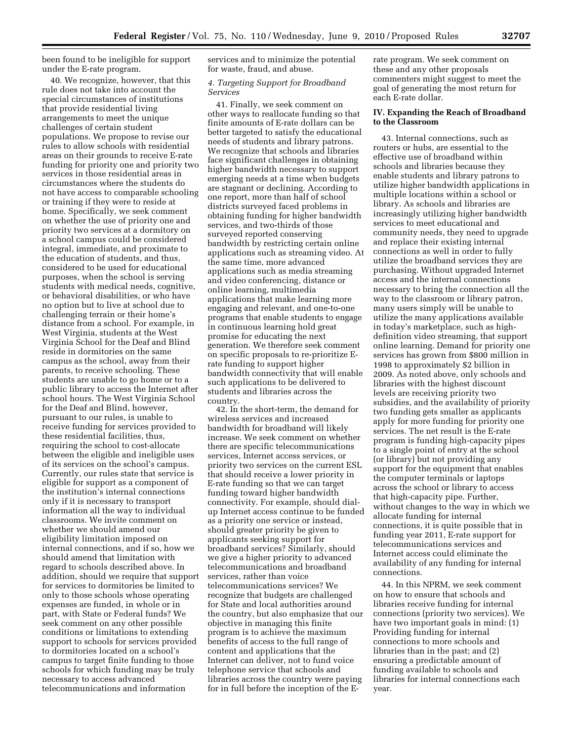been found to be ineligible for support under the E-rate program.

40. We recognize, however, that this rule does not take into account the special circumstances of institutions that provide residential living arrangements to meet the unique challenges of certain student populations. We propose to revise our rules to allow schools with residential areas on their grounds to receive E-rate funding for priority one and priority two services in those residential areas in circumstances where the students do not have access to comparable schooling or training if they were to reside at home. Specifically, we seek comment on whether the use of priority one and priority two services at a dormitory on a school campus could be considered integral, immediate, and proximate to the education of students, and thus, considered to be used for educational purposes, when the school is serving students with medical needs, cognitive, or behavioral disabilities, or who have no option but to live at school due to challenging terrain or their home's distance from a school. For example, in West Virginia, students at the West Virginia School for the Deaf and Blind reside in dormitories on the same campus as the school, away from their parents, to receive schooling. These students are unable to go home or to a public library to access the Internet after school hours. The West Virginia School for the Deaf and Blind, however, pursuant to our rules, is unable to receive funding for services provided to these residential facilities, thus, requiring the school to cost-allocate between the eligible and ineligible uses of its services on the school's campus. Currently, our rules state that service is eligible for support as a component of the institution's internal connections only if it is necessary to transport information all the way to individual classrooms. We invite comment on whether we should amend our eligibility limitation imposed on internal connections, and if so, how we should amend that limitation with regard to schools described above. In addition, should we require that support for services to dormitories be limited to only to those schools whose operating expenses are funded, in whole or in part, with State or Federal funds? We seek comment on any other possible conditions or limitations to extending support to schools for services provided to dormitories located on a school's campus to target finite funding to those schools for which funding may be truly necessary to access advanced telecommunications and information services and to minimize the potential for waste, fraud, and abuse.

*4. Targeting Support for Broadband Services*

41. Finally, we seek comment on other ways to reallocate funding so that finite amounts of E-rate dollars can be better targeted to satisfy the educational needs of students and library patrons. We recognize that schools and libraries face significant challenges in obtaining higher bandwidth necessary to support emerging needs at a time when budgets are stagnant or declining. According to one report, more than half of school districts surveyed faced problems in obtaining funding for higher bandwidth services, and two-thirds of those surveyed reported conserving bandwidth by restricting certain online applications such as streaming video. At the same time, more advanced applications such as media streaming and video conferencing, distance or online learning, multimedia applications that make learning more engaging and relevant, and one-to-one programs that enable students to engage in continuous learning hold great promise for educating the next generation. We therefore seek comment on specific proposals to re-prioritize E-rate funding to support higher bandwidth connectivity that will enable such applications to be delivered to students and libraries across the country.

42. In the short-term, the demand for wireless services and increased bandwidth for broadband will likely increase. We seek comment on whether there are specific telecommunications services, Internet access services, or priority two services on the current ESL that should receive a lower priority in E-rate funding so that we can target funding toward higher bandwidth connectivity. For example, should dial-up Internet access continue to be funded as a priority one service or instead, should greater priority be given to applicants seeking support for broadband services? Similarly, should we give a higher priority to advanced telecommunications and broadband services, rather than voice telecommunications services? We recognize that budgets are challenged for State and local authorities around the country, but also emphasize that our objective in managing this finite program is to achieve the maximum benefits of access to the full range of content and applications that the Internet can deliver, not to fund voice telephone service that schools and libraries across the country were paying for in full before the inception of the E-rate program. We seek comment on these and any other proposals commenters might suggest to meet the goal of generating the most return for each E-rate dollar.

## IV. Expanding the Reach of Broadband to the Classroom

43. Internal connections, such as routers or hubs, are essential to the effective use of broadband within schools and libraries because they enable students and library patrons to utilize higher bandwidth applications in multiple locations within a school or library. As schools and libraries are increasingly utilizing higher bandwidth services to meet educational and community needs, they need to upgrade and replace their existing internal connections as well in order to fully utilize the broadband services they are purchasing. Without upgraded Internet access and the internal connections necessary to bring the connection all the way to the classroom or library patron, many users simply will be unable to utilize the many applications available in today's marketplace, such as high-definition video streaming, that support online learning. Demand for priority one services has grown from $800 million in 1998 to approximately $2 billion in 2009. As noted above, only schools and libraries with the highest discount levels are receiving priority two subsidies, and the availability of priority two funding gets smaller as applicants apply for more funding for priority one services. The net result is the E-rate program is funding high-capacity pipes to a single point of entry at the school (or library) but not providing any support for the equipment that enables the computer terminals or laptops across the school or library to access that high-capacity pipe. Further, without changes to the way in which we allocate funding for internal connections, it is quite possible that in funding year 2011, E-rate support for telecommunications services and Internet access could eliminate the availability of any funding for internal connections.

44. In this NPRM, we seek comment on how to ensure that schools and libraries receive funding for internal connections (priority two services). We have two important goals in mind: (1) Providing funding for internal connections to more schools and libraries than in the past; and (2) ensuring a predictable amount of funding available to schools and libraries for internal connections each year.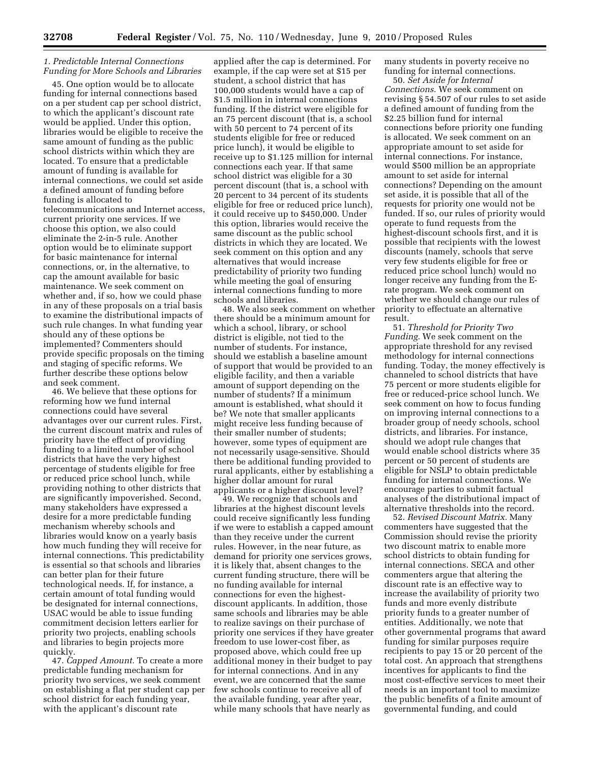### *1. Predictable Internal Connections Funding for More Schools and Libraries*

45. One option would be to allocate funding for internal connections based on a per student cap per school district, to which the applicant's discount rate would be applied. Under this option, libraries would be eligible to receive the same amount of funding as the public school districts within which they are located. To ensure that a predictable amount of funding is available for internal connections, we could set aside a defined amount of funding before funding is allocated to telecommunications and Internet access, current priority one services. If we choose this option, we also could eliminate the 2-in-5 rule. Another option would be to eliminate support for basic maintenance for internal connections, or, in the alternative, to cap the amount available for basic maintenance. We seek comment on whether and, if so, how we could phase in any of these proposals on a trial basis to examine the distributional impacts of such rule changes. In what funding year should any of these options be implemented? Commenters should provide specific proposals on the timing and staging of specific reforms. We further describe these options below and seek comment.

46. We believe that these options for reforming how we fund internal connections could have several advantages over our current rules. First, the current discount matrix and rules of priority have the effect of providing funding to a limited number of school districts that have the very highest percentage of students eligible for free or reduced price school lunch, while providing nothing to other districts that are significantly impoverished. Second, many stakeholders have expressed a desire for a more predictable funding mechanism whereby schools and libraries would know on a yearly basis how much funding they will receive for internal connections. This predictability is essential so that schools and libraries can better plan for their future technological needs. If, for instance, a certain amount of total funding would be designated for internal connections, USAC would be able to issue funding commitment decision letters earlier for priority two projects, enabling schools and libraries to begin projects more quickly.

47. *Capped Amount.* To create a more predictable funding mechanism for priority two services, we seek comment on establishing a flat per student cap per school district for each funding year, with the applicant's discount rate applied after the cap is determined. For example, if the cap were set at $15 per student, a school district that has 100,000 students would have a cap of $1.5 million in internal connections funding. If the district were eligible for an 75 percent discount (that is, a school with 50 percent to 74 percent of its students eligible for free or reduced price lunch), it would be eligible to receive up to $1.125 million for internal connections each year. If that same school district was eligible for a 30 percent discount (that is, a school with 20 percent to 34 percent of its students eligible for free or reduced price lunch), it could receive up to $450,000. Under this option, libraries would receive the same discount as the public school districts in which they are located. We seek comment on this option and any alternatives that would increase predictability of priority two funding while meeting the goal of ensuring internal connections funding to more schools and libraries.

48. We also seek comment on whether there should be a minimum amount for which a school, library, or school district is eligible, not tied to the number of students. For instance, should we establish a baseline amount of support that would be provided to an eligible facility, and then a variable amount of support depending on the number of students? If a minimum amount is established, what should it be? We note that smaller applicants might receive less funding because of their smaller number of students; however, some types of equipment are not necessarily usage-sensitive. Should there be additional funding provided to rural applicants, either by establishing a higher dollar amount for rural applicants or a higher discount level?

49. We recognize that schools and libraries at the highest discount levels could receive significantly less funding if we were to establish a capped amount than they receive under the current rules. However, in the near future, as demand for priority one services grows, it is likely that, absent changes to the current funding structure, there will be no funding available for internal connections for even the highest-discount applicants. In addition, those same schools and libraries may be able to realize savings on their purchase of priority one services if they have greater freedom to use lower-cost fiber, as proposed above, which could free up additional money in their budget to pay for internal connections. And in any event, we are concerned that the same few schools continue to receive all of the available funding, year after year, while many schools that have nearly as many students in poverty receive no funding for internal connections.

50. *Set Aside for Internal Connections.* We seek comment on revising § 54.507 of our rules to set aside a defined amount of funding from the $2.25 billion fund for internal connections before priority one funding is allocated. We seek comment on an appropriate amount to set aside for internal connections. For instance, would $500 million be an appropriate amount to set aside for internal connections? Depending on the amount set aside, it is possible that all of the requests for priority one would not be funded. If so, our rules of priority would operate to fund requests from the highest-discount schools first, and it is possible that recipients with the lowest discounts (namely, schools that serve very few students eligible for free or reduced price school lunch) would no longer receive any funding from the E-rate program. We seek comment on whether we should change our rules of priority to effectuate an alternative result.

51. *Threshold for Priority Two Funding.* We seek comment on the appropriate threshold for any revised methodology for internal connections funding. Today, the money effectively is channeled to school districts that have 75 percent or more students eligible for free or reduced-price school lunch. We seek comment on how to focus funding on improving internal connections to a broader group of needy schools, school districts, and libraries. For instance, should we adopt rule changes that would enable school districts where 35 percent or 50 percent of students are eligible for NSLP to obtain predictable funding for internal connections. We encourage parties to submit factual analyses of the distributional impact of alternative thresholds into the record.

52. *Revised Discount Matrix.* Many commenters have suggested that the Commission should revise the priority two discount matrix to enable more school districts to obtain funding for internal connections. SECA and other commenters argue that altering the discount rate is an effective way to increase the availability of priority two funds and more evenly distribute priority funds to a greater number of entities. Additionally, we note that other governmental programs that award funding for similar purposes require recipients to pay 15 or 20 percent of the total cost. An approach that strengthens incentives for applicants to find the most cost-effective services to meet their needs is an important tool to maximize the public benefits of a finite amount of governmental funding, and could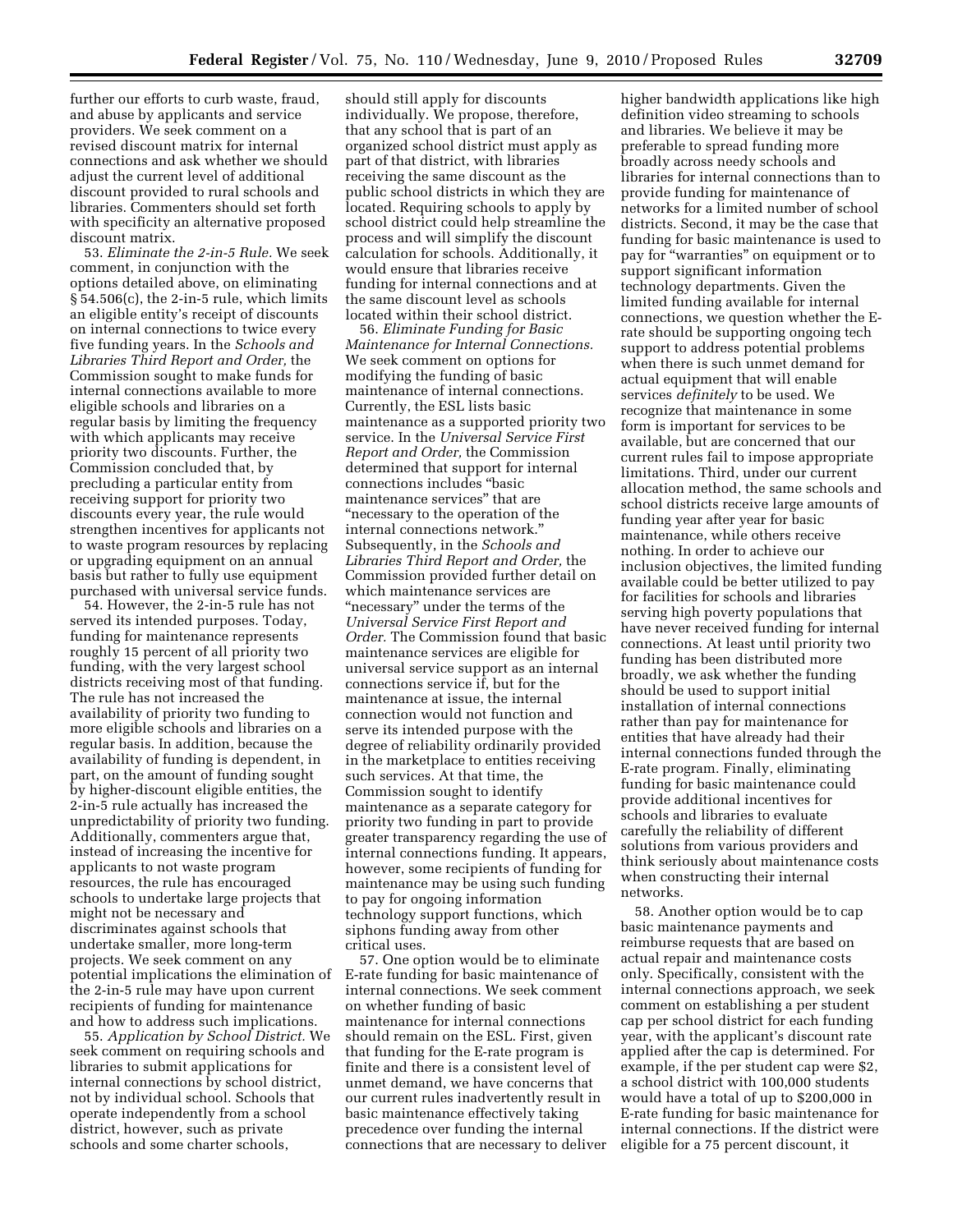further our efforts to curb waste, fraud, and abuse by applicants and service providers. We seek comment on a revised discount matrix for internal connections and ask whether we should adjust the current level of additional discount provided to rural schools and libraries. Commenters should set forth with specificity an alternative proposed discount matrix.

53. *Eliminate the 2-in-5 Rule.* We seek comment, in conjunction with the options detailed above, on eliminating § 54.506(c), the 2-in-5 rule, which limits an eligible entity's receipt of discounts on internal connections to twice every five funding years. In the *Schools and Libraries Third Report and Order,* the Commission sought to make funds for internal connections available to more eligible schools and libraries on a regular basis by limiting the frequency with which applicants may receive priority two discounts. Further, the Commission concluded that, by precluding a particular entity from receiving support for priority two discounts every year, the rule would strengthen incentives for applicants not to waste program resources by replacing or upgrading equipment on an annual basis but rather to fully use equipment purchased with universal service funds.

54. However, the 2-in-5 rule has not served its intended purposes. Today, funding for maintenance represents roughly 15 percent of all priority two funding, with the very largest school districts receiving most of that funding. The rule has not increased the availability of priority two funding to more eligible schools and libraries on a regular basis. In addition, because the availability of funding is dependent, in part, on the amount of funding sought by higher-discount eligible entities, the 2-in-5 rule actually has increased the unpredictability of priority two funding. Additionally, commenters argue that, instead of increasing the incentive for applicants to not waste program resources, the rule has encouraged schools to undertake large projects that might not be necessary and discriminates against schools that undertake smaller, more long-term projects. We seek comment on any potential implications the elimination of the 2-in-5 rule may have upon current recipients of funding for maintenance and how to address such implications.

55. *Application by School District.* We seek comment on requiring schools and libraries to submit applications for internal connections by school district, not by individual school. Schools that operate independently from a school district, however, such as private schools and some charter schools, should still apply for discounts individually. We propose, therefore, that any school that is part of an organized school district must apply as part of that district, with libraries receiving the same discount as the public school districts in which they are located. Requiring schools to apply by school district could help streamline the process and will simplify the discount calculation for schools. Additionally, it would ensure that libraries receive funding for internal connections and at the same discount level as schools located within their school district.

56. *Eliminate Funding for Basic Maintenance for Internal Connections.* We seek comment on options for modifying the funding of basic maintenance of internal connections. Currently, the ESL lists basic maintenance as a supported priority two service. In the *Universal Service First Report and Order,* the Commission determined that support for internal connections includes "basic maintenance services" that are "necessary to the operation of the internal connections network." Subsequently, in the *Schools and Libraries Third Report and Order,* the Commission provided further detail on which maintenance services are "necessary" under the terms of the *Universal Service First Report and Order*. The Commission found that basic maintenance services are eligible for universal service support as an internal connections service if, but for the maintenance at issue, the internal connection would not function and serve its intended purpose with the degree of reliability ordinarily provided in the marketplace to entities receiving such services. At that time, the Commission sought to identify maintenance as a separate category for priority two funding in part to provide greater transparency regarding the use of internal connections funding. It appears, however, some recipients of funding for maintenance may be using such funding to pay for ongoing information technology support functions, which siphons funding away from other critical uses.

57. One option would be to eliminate E-rate funding for basic maintenance of internal connections. We seek comment on whether funding of basic maintenance for internal connections should remain on the ESL. First, given that funding for the E-rate program is finite and there is a consistent level of unmet demand, we have concerns that our current rules inadvertently result in basic maintenance effectively taking precedence over funding the internal connections that are necessary to deliver higher bandwidth applications like high definition video streaming to schools and libraries. We believe it may be preferable to spread funding more broadly across needy schools and libraries for internal connections than to provide funding for maintenance of networks for a limited number of school districts. Second, it may be the case that funding for basic maintenance is used to pay for "warranties" on equipment or to support significant information technology departments. Given the limited funding available for internal connections, we question whether the E-rate should be supporting ongoing tech support to address potential problems when there is such unmet demand for actual equipment that will enable services *definitely* to be used. We recognize that maintenance in some form is important for services to be available, but are concerned that our current rules fail to impose appropriate limitations. Third, under our current allocation method, the same schools and school districts receive large amounts of funding year after year for basic maintenance, while others receive nothing. In order to achieve our inclusion objectives, the limited funding available could be better utilized to pay for facilities for schools and libraries serving high poverty populations that have never received funding for internal connections. At least until priority two funding has been distributed more broadly, we ask whether the funding should be used to support initial installation of internal connections rather than pay for maintenance for entities that have already had their internal connections funded through the E-rate program. Finally, eliminating funding for basic maintenance could provide additional incentives for schools and libraries to evaluate carefully the reliability of different solutions from various providers and think seriously about maintenance costs when constructing their internal networks.

58. Another option would be to cap basic maintenance payments and reimburse requests that are based on actual repair and maintenance costs only. Specifically, consistent with the internal connections approach, we seek comment on establishing a per student cap per school district for each funding year, with the applicant's discount rate applied after the cap is determined. For example, if the per student cap were $2, a school district with 100,000 students would have a total of up to $200,000 in E-rate funding for basic maintenance for internal connections. If the district were eligible for a 75 percent discount, it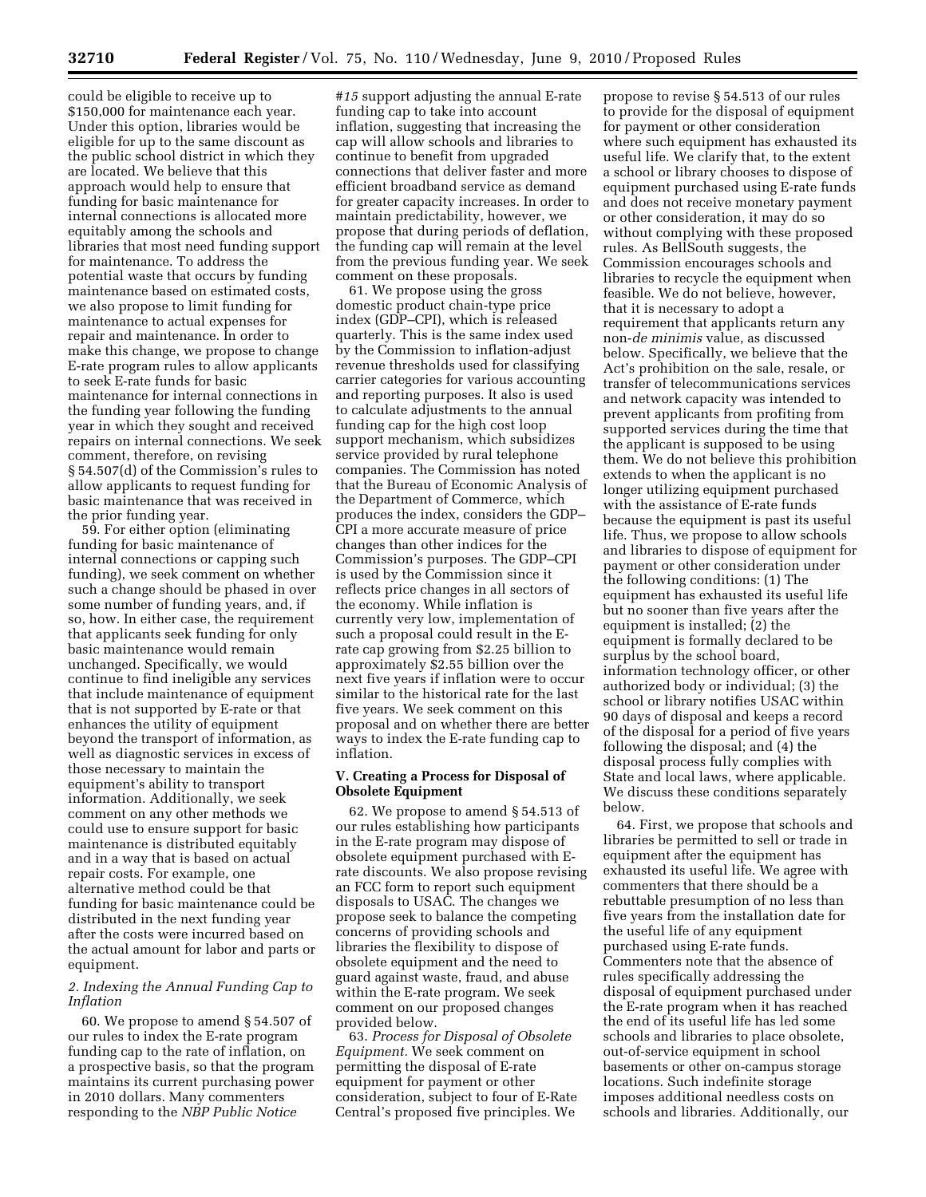could be eligible to receive up to $150,000 for maintenance each year. Under this option, libraries would be eligible for up to the same discount as the public school district in which they are located. We believe that this approach would help to ensure that funding for basic maintenance for internal connections is allocated more equitably among the schools and libraries that most need funding support for maintenance. To address the potential waste that occurs by funding maintenance based on estimated costs, we also propose to limit funding for maintenance to actual expenses for repair and maintenance. In order to make this change, we propose to change E-rate program rules to allow applicants to seek E-rate funds for basic maintenance for internal connections in the funding year following the funding year in which they sought and received repairs on internal connections. We seek comment, therefore, on revising § 54.507(d) of the Commission's rules to allow applicants to request funding for basic maintenance that was received in the prior funding year.

59. For either option (eliminating funding for basic maintenance of internal connections or capping such funding), we seek comment on whether such a change should be phased in over some number of funding years, and, if so, how. In either case, the requirement that applicants seek funding for only basic maintenance would remain unchanged. Specifically, we would continue to find ineligible any services that include maintenance of equipment that is not supported by E-rate or that enhances the utility of equipment beyond the transport of information, as well as diagnostic services in excess of those necessary to maintain the equipment's ability to transport information. Additionally, we seek comment on any other methods we could use to ensure support for basic maintenance is distributed equitably and in a way that is based on actual repair costs. For example, one alternative method could be that funding for basic maintenance could be distributed in the next funding year after the costs were incurred based on the actual amount for labor and parts or equipment.

### *2. Indexing the Annual Funding Cap to Inflation*

60. We propose to amend § 54.507 of our rules to index the E-rate program funding cap to the rate of inflation, on a prospective basis, so that the program maintains its current purchasing power in 2010 dollars. Many commenters responding to the *NBP Public Notice #15* support adjusting the annual E-rate funding cap to take into account inflation, suggesting that increasing the cap will allow schools and libraries to continue to benefit from upgraded connections that deliver faster and more efficient broadband service as demand for greater capacity increases. In order to maintain predictability, however, we propose that during periods of deflation, the funding cap will remain at the level from the previous funding year. We seek comment on these proposals.

61. We propose using the gross domestic product chain-type price index (GDP–CPI), which is released quarterly. This is the same index used by the Commission to inflation-adjust revenue thresholds used for classifying carrier categories for various accounting and reporting purposes. It also is used to calculate adjustments to the annual funding cap for the high cost loop support mechanism, which subsidizes service provided by rural telephone companies. The Commission has noted that the Bureau of Economic Analysis of the Department of Commerce, which produces the index, considers the GDP–CPI a more accurate measure of price changes than other indices for the Commission's purposes. The GDP–CPI is used by the Commission since it reflects price changes in all sectors of the economy. While inflation is currently very low, implementation of such a proposal could result in the E-rate cap growing from $2.25 billion to approximately $2.55 billion over the next five years if inflation were to occur similar to the historical rate for the last five years. We seek comment on this proposal and on whether there are better ways to index the E-rate funding cap to inflation.

## V. Creating a Process for Disposal of Obsolete Equipment

62. We propose to amend § 54.513 of our rules establishing how participants in the E-rate program may dispose of obsolete equipment purchased with E-rate discounts. We also propose revising an FCC form to report such equipment disposals to USAC. The changes we propose seek to balance the competing concerns of providing schools and libraries the flexibility to dispose of obsolete equipment and the need to guard against waste, fraud, and abuse within the E-rate program. We seek comment on our proposed changes provided below.

63. *Process for Disposal of Obsolete Equipment.* We seek comment on permitting the disposal of E-rate equipment for payment or other consideration, subject to four of E-Rate Central's proposed five principles. We propose to revise § 54.513 of our rules to provide for the disposal of equipment for payment or other consideration where such equipment has exhausted its useful life. We clarify that, to the extent a school or library chooses to dispose of equipment purchased using E-rate funds and does not receive monetary payment or other consideration, it may do so without complying with these proposed rules. As BellSouth suggests, the Commission encourages schools and libraries to recycle the equipment when feasible. We do not believe, however, that it is necessary to adopt a requirement that applicants return any non-*de minimis* value, as discussed below. Specifically, we believe that the Act's prohibition on the sale, resale, or transfer of telecommunications services and network capacity was intended to prevent applicants from profiting from supported services during the time that the applicant is supposed to be using them. We do not believe this prohibition extends to when the applicant is no longer utilizing equipment purchased with the assistance of E-rate funds because the equipment is past its useful life. Thus, we propose to allow schools and libraries to dispose of equipment for payment or other consideration under the following conditions: (1) The equipment has exhausted its useful life but no sooner than five years after the equipment is installed; (2) the equipment is formally declared to be surplus by the school board, information technology officer, or other authorized body or individual; (3) the school or library notifies USAC within 90 days of disposal and keeps a record of the disposal for a period of five years following the disposal; and (4) the disposal process fully complies with State and local laws, where applicable. We discuss these conditions separately below.

64. First, we propose that schools and libraries be permitted to sell or trade in equipment after the equipment has exhausted its useful life. We agree with commenters that there should be a rebuttable presumption of no less than five years from the installation date for the useful life of any equipment purchased using E-rate funds. Commenters note that the absence of rules specifically addressing the disposal of equipment purchased under the E-rate program when it has reached the end of its useful life has led some schools and libraries to place obsolete, out-of-service equipment in school basements or other on-campus storage locations. Such indefinite storage imposes additional needless costs on schools and libraries. Additionally, our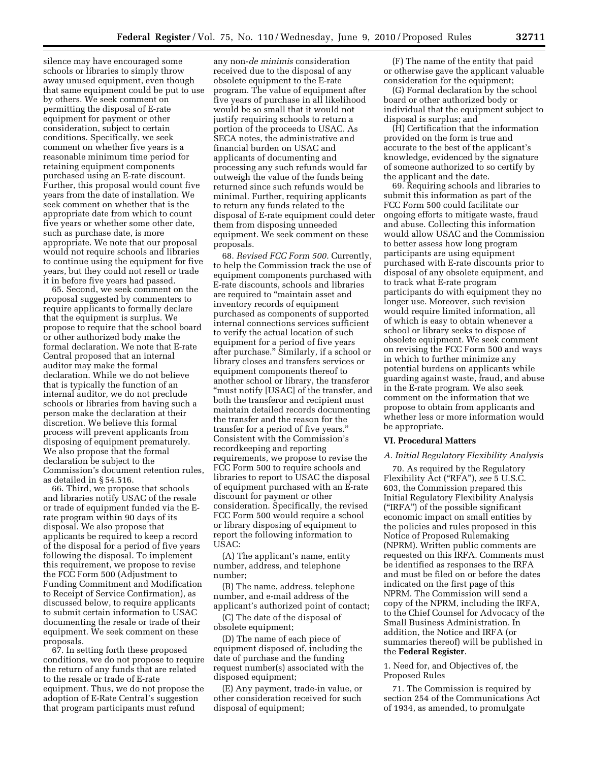silence may have encouraged some schools or libraries to simply throw away unused equipment, even though that same equipment could be put to use by others. We seek comment on permitting the disposal of E-rate equipment for payment or other consideration, subject to certain conditions. Specifically, we seek comment on whether five years is a reasonable minimum time period for retaining equipment components purchased using an E-rate discount. Further, this proposal would count five years from the date of installation. We seek comment on whether that is the appropriate date from which to count five years or whether some other date, such as purchase date, is more appropriate. We note that our proposal would not require schools and libraries to continue using the equipment for five years, but they could not resell or trade it in before five years had passed.

65. Second, we seek comment on the proposal suggested by commenters to require applicants to formally declare that the equipment is surplus. We propose to require that the school board or other authorized body make the formal declaration. We note that E-rate Central proposed that an internal auditor may make the formal declaration. While we do not believe that is typically the function of an internal auditor, we do not preclude schools or libraries from having such a person make the declaration at their discretion. We believe this formal process will prevent applicants from disposing of equipment prematurely. We also propose that the formal declaration be subject to the Commission's document retention rules, as detailed in § 54.516.

66. Third, we propose that schools and libraries notify USAC of the resale or trade of equipment funded via the E-rate program within 90 days of its disposal. We also propose that applicants be required to keep a record of the disposal for a period of five years following the disposal. To implement this requirement, we propose to revise the FCC Form 500 (Adjustment to Funding Commitment and Modification to Receipt of Service Confirmation), as discussed below, to require applicants to submit certain information to USAC documenting the resale or trade of their equipment. We seek comment on these proposals.

67. In setting forth these proposed conditions, we do not propose to require the return of any funds that are related to the resale or trade of E-rate equipment. Thus, we do not propose the adoption of E-Rate Central's suggestion that program participants must refund any non-*de minimis* consideration received due to the disposal of any obsolete equipment to the E-rate program. The value of equipment after five years of purchase in all likelihood would be so small that it would not justify requiring schools to return a portion of the proceeds to USAC. As SECA notes, the administrative and financial burden on USAC and applicants of documenting and processing any such refunds would far outweigh the value of the funds being returned since such refunds would be minimal. Further, requiring applicants to return any funds related to the disposal of E-rate equipment could deter them from disposing unneeded equipment. We seek comment on these proposals.

68. *Revised FCC Form 500.* Currently, to help the Commission track the use of equipment components purchased with E-rate discounts, schools and libraries are required to "maintain asset and inventory records of equipment purchased as components of supported internal connections services sufficient to verify the actual location of such equipment for a period of five years after purchase." Similarly, if a school or library closes and transfers services or equipment components thereof to another school or library, the transferor "must notify [USAC] of the transfer, and both the transferor and recipient must maintain detailed records documenting the transfer and the reason for the transfer for a period of five years." Consistent with the Commission's recordkeeping and reporting requirements, we propose to revise the FCC Form 500 to require schools and libraries to report to USAC the disposal of equipment purchased with an E-rate discount for payment or other consideration. Specifically, the revised FCC Form 500 would require a school or library disposing of equipment to report the following information to USAC:

(A) The applicant's name, entity number, address, and telephone number;

(B) The name, address, telephone number, and e-mail address of the applicant's authorized point of contact;

(C) The date of the disposal of obsolete equipment;

(D) The name of each piece of equipment disposed of, including the date of purchase and the funding request number(s) associated with the disposed equipment;

(E) Any payment, trade-in value, or other consideration received for such disposal of equipment;

(F) The name of the entity that paid or otherwise gave the applicant valuable consideration for the equipment;

(G) Formal declaration by the school board or other authorized body or individual that the equipment subject to disposal is surplus; and

(H) Certification that the information provided on the form is true and accurate to the best of the applicant's knowledge, evidenced by the signature of someone authorized to so certify by the applicant and the date.

69. Requiring schools and libraries to submit this information as part of the FCC Form 500 could facilitate our ongoing efforts to mitigate waste, fraud and abuse. Collecting this information would allow USAC and the Commission to better assess how long program participants are using equipment purchased with E-rate discounts prior to disposal of any obsolete equipment, and to track what E-rate program participants do with equipment they no longer use. Moreover, such revision would require limited information, all of which is easy to obtain whenever a school or library seeks to dispose of obsolete equipment. We seek comment on revising the FCC Form 500 and ways in which to further minimize any potential burdens on applicants while guarding against waste, fraud, and abuse in the E-rate program. We also seek comment on the information that we propose to obtain from applicants and whether less or more information would be appropriate.

## VI. Procedural Matters

### A. Initial Regulatory Flexibility Analysis

70. As required by the Regulatory Flexibility Act ("RFA"), *see* 5 U.S.C. 603, the Commission prepared this Initial Regulatory Flexibility Analysis ("IRFA") of the possible significant economic impact on small entities by the policies and rules proposed in this Notice of Proposed Rulemaking (NPRM). Written public comments are requested on this IRFA. Comments must be identified as responses to the IRFA and must be filed on or before the dates indicated on the first page of this NPRM. The Commission will send a copy of the NPRM, including the IRFA, to the Chief Counsel for Advocacy of the Small Business Administration. In addition, the Notice and IRFA (or summaries thereof) will be published in the **Federal Register**.

#### 1. Need for, and Objectives of, the Proposed Rules

71. The Commission is required by section 254 of the Communications Act of 1934, as amended, to promulgate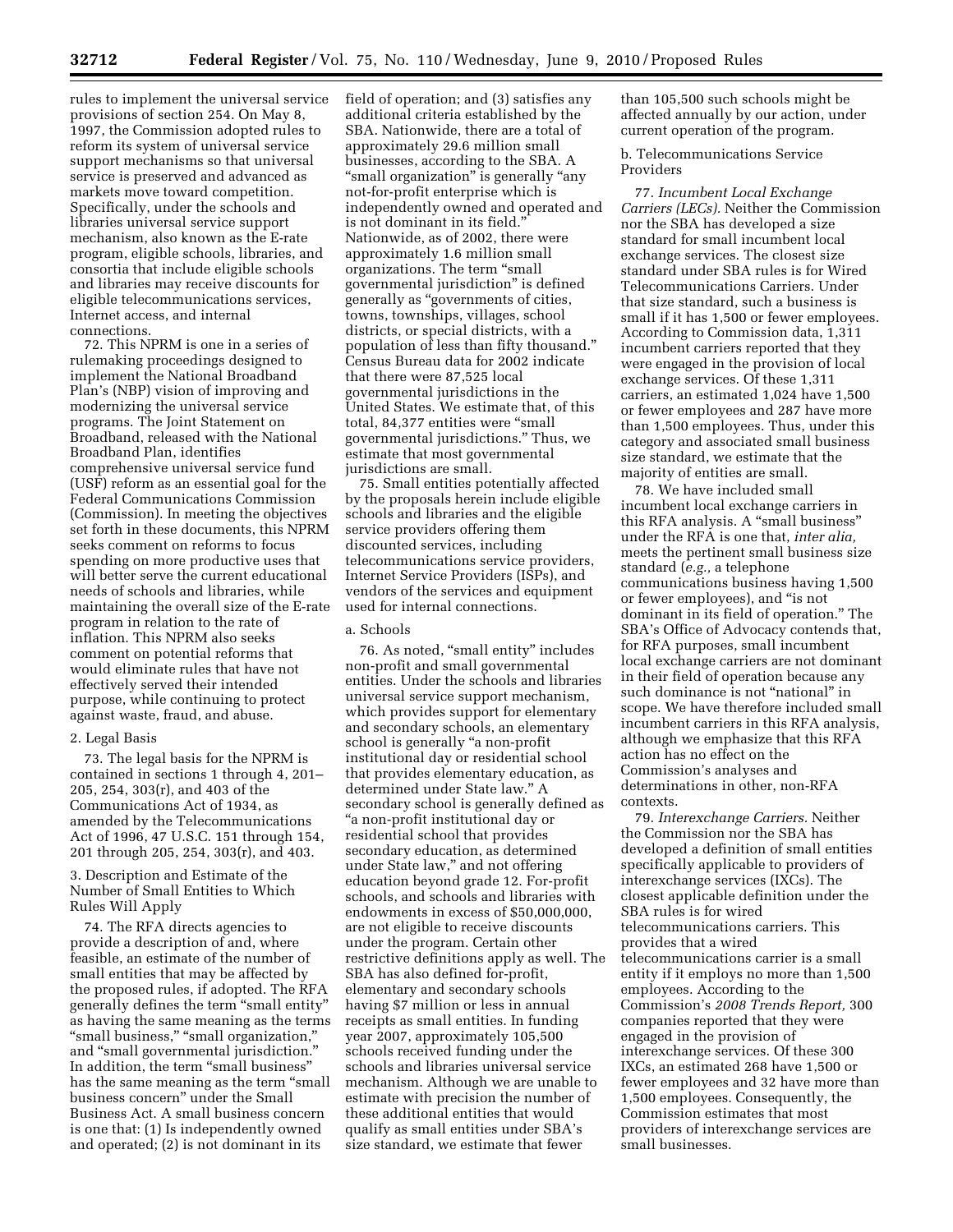rules to implement the universal service provisions of section 254. On May 8, 1997, the Commission adopted rules to reform its system of universal service support mechanisms so that universal service is preserved and advanced as markets move toward competition. Specifically, under the schools and libraries universal service support mechanism, also known as the E-rate program, eligible schools, libraries, and consortia that include eligible schools and libraries may receive discounts for eligible telecommunications services, Internet access, and internal connections.

72. This NPRM is one in a series of rulemaking proceedings designed to implement the National Broadband Plan's (NBP) vision of improving and modernizing the universal service programs. The Joint Statement on Broadband, released with the National Broadband Plan, identifies comprehensive universal service fund (USF) reform as an essential goal for the Federal Communications Commission (Commission). In meeting the objectives set forth in these documents, this NPRM seeks comment on reforms to focus spending on more productive uses that will better serve the current educational needs of schools and libraries, while maintaining the overall size of the E-rate program in relation to the rate of inflation. This NPRM also seeks comment on potential reforms that would eliminate rules that have not effectively served their intended purpose, while continuing to protect against waste, fraud, and abuse.

2. Legal Basis

73. The legal basis for the NPRM is contained in sections 1 through 4, 201–205, 254, 303(r), and 403 of the Communications Act of 1934, as amended by the Telecommunications Act of 1996, 47 U.S.C. 151 through 154, 201 through 205, 254, 303(r), and 403.

3. Description and Estimate of the Number of Small Entities to Which Rules Will Apply

74. The RFA directs agencies to provide a description of and, where feasible, an estimate of the number of small entities that may be affected by the proposed rules, if adopted. The RFA generally defines the term "small entity" as having the same meaning as the terms "small business," "small organization," and "small governmental jurisdiction." In addition, the term "small business" has the same meaning as the term "small business concern" under the Small Business Act. A small business concern is one that: (1) Is independently owned and operated; (2) is not dominant in its field of operation; and (3) satisfies any additional criteria established by the SBA. Nationwide, there are a total of approximately 29.6 million small businesses, according to the SBA. A "small organization" is generally "any not-for-profit enterprise which is independently owned and operated and is not dominant in its field." Nationwide, as of 2002, there were approximately 1.6 million small organizations. The term "small governmental jurisdiction" is defined generally as "governments of cities, towns, townships, villages, school districts, or special districts, with a population of less than fifty thousand." Census Bureau data for 2002 indicate that there were 87,525 local governmental jurisdictions in the United States. We estimate that, of this total, 84,377 entities were "small governmental jurisdictions." Thus, we estimate that most governmental jurisdictions are small.

75. Small entities potentially affected by the proposals herein include eligible schools and libraries and the eligible service providers offering them discounted services, including telecommunications service providers, Internet Service Providers (ISPs), and vendors of the services and equipment used for internal connections.

a. Schools

76. As noted, "small entity" includes non-profit and small governmental entities. Under the schools and libraries universal service support mechanism, which provides support for elementary and secondary schools, an elementary school is generally "a non-profit institutional day or residential school that provides elementary education, as determined under State law." A secondary school is generally defined as "a non-profit institutional day or residential school that provides secondary education, as determined under State law," and not offering education beyond grade 12. For-profit schools, and schools and libraries with endowments in excess of $50,000,000, are not eligible to receive discounts under the program. Certain other restrictive definitions apply as well. The SBA has also defined for-profit, elementary and secondary schools having $7 million or less in annual receipts as small entities. In funding year 2007, approximately 105,500 schools received funding under the schools and libraries universal service mechanism. Although we are unable to estimate with precision the number of these additional entities that would qualify as small entities under SBA's size standard, we estimate that fewer than 105,500 such schools might be affected annually by our action, under current operation of the program.

b. Telecommunications Service Providers

77. *Incumbent Local Exchange Carriers (LECs).* Neither the Commission nor the SBA has developed a size standard for small incumbent local exchange services. The closest size standard under SBA rules is for Wired Telecommunications Carriers. Under that size standard, such a business is small if it has 1,500 or fewer employees. According to Commission data, 1,311 incumbent carriers reported that they were engaged in the provision of local exchange services. Of these 1,311 carriers, an estimated 1,024 have 1,500 or fewer employees and 287 have more than 1,500 employees. Thus, under this category and associated small business size standard, we estimate that the majority of entities are small.

78. We have included small incumbent local exchange carriers in this RFA analysis. A "small business" under the RFA is one that, *inter alia,* meets the pertinent small business size standard (*e.g.,* a telephone communications business having 1,500 or fewer employees), and "is not dominant in its field of operation." The SBA's Office of Advocacy contends that, for RFA purposes, small incumbent local exchange carriers are not dominant in their field of operation because any such dominance is not "national" in scope. We have therefore included small incumbent carriers in this RFA analysis, although we emphasize that this RFA action has no effect on the Commission's analyses and determinations in other, non-RFA contexts.

79. *Interexchange Carriers.* Neither the Commission nor the SBA has developed a definition of small entities specifically applicable to providers of interexchange services (IXCs). The closest applicable definition under the SBA rules is for wired telecommunications carriers. This provides that a wired telecommunications carrier is a small entity if it employs no more than 1,500 employees. According to the Commission's *2008 Trends Report,* 300 companies reported that they were engaged in the provision of interexchange services. Of these 300 IXCs, an estimated 268 have 1,500 or fewer employees and 32 have more than 1,500 employees. Consequently, the Commission estimates that most providers of interexchange services are small businesses.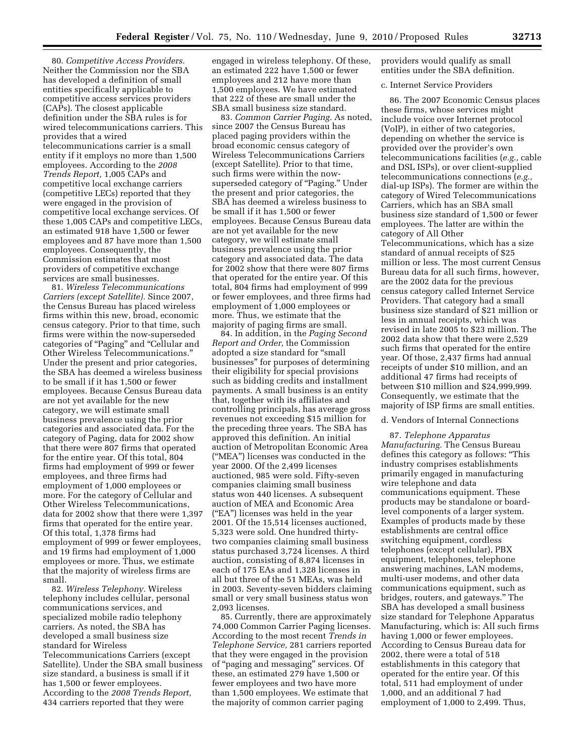80. *Competitive Access Providers.* Neither the Commission nor the SBA has developed a definition of small entities specifically applicable to competitive access services providers (CAPs). The closest applicable definition under the SBA rules is for wired telecommunications carriers. This provides that a wired telecommunications carrier is a small entity if it employs no more than 1,500 employees. According to the *2008 Trends Report,* 1,005 CAPs and competitive local exchange carriers (competitive LECs) reported that they were engaged in the provision of competitive local exchange services. Of these 1,005 CAPs and competitive LECs, an estimated 918 have 1,500 or fewer employees and 87 have more than 1,500 employees. Consequently, the Commission estimates that most providers of competitive exchange services are small businesses.

81. *Wireless Telecommunications Carriers (except Satellite).* Since 2007, the Census Bureau has placed wireless firms within this new, broad, economic census category. Prior to that time, such firms were within the now-superseded categories of "Paging" and "Cellular and Other Wireless Telecommunications." Under the present and prior categories, the SBA has deemed a wireless business to be small if it has 1,500 or fewer employees. Because Census Bureau data are not yet available for the new category, we will estimate small business prevalence using the prior categories and associated data. For the category of Paging, data for 2002 show that there were 807 firms that operated for the entire year. Of this total, 804 firms had employment of 999 or fewer employees, and three firms had employment of 1,000 employees or more. For the category of Cellular and Other Wireless Telecommunications, data for 2002 show that there were 1,397 firms that operated for the entire year. Of this total, 1,378 firms had employment of 999 or fewer employees, and 19 firms had employment of 1,000 employees or more. Thus, we estimate that the majority of wireless firms are small.

82. *Wireless Telephony.* Wireless telephony includes cellular, personal communications services, and specialized mobile radio telephony carriers. As noted, the SBA has developed a small business size standard for Wireless Telecommunications Carriers (except Satellite). Under the SBA small business size standard, a business is small if it has 1,500 or fewer employees. According to the *2008 Trends Report,* 434 carriers reported that they were engaged in wireless telephony. Of these, an estimated 222 have 1,500 or fewer employees and 212 have more than 1,500 employees. We have estimated that 222 of these are small under the SBA small business size standard.

83. *Common Carrier Paging.* As noted, since 2007 the Census Bureau has placed paging providers within the broad economic census category of Wireless Telecommunications Carriers (except Satellite). Prior to that time, such firms were within the now-superseded category of "Paging." Under the present and prior categories, the SBA has deemed a wireless business to be small if it has 1,500 or fewer employees. Because Census Bureau data are not yet available for the new category, we will estimate small business prevalence using the prior category and associated data. The data for 2002 show that there were 807 firms that operated for the entire year. Of this total, 804 firms had employment of 999 or fewer employees, and three firms had employment of 1,000 employees or more. Thus, we estimate that the majority of paging firms are small.

84. In addition, in the *Paging Second Report and Order,* the Commission adopted a size standard for "small businesses" for purposes of determining their eligibility for special provisions such as bidding credits and installment payments. A small business is an entity that, together with its affiliates and controlling principals, has average gross revenues not exceeding $15 million for the preceding three years. The SBA has approved this definition. An initial auction of Metropolitan Economic Area ("MEA") licenses was conducted in the year 2000. Of the 2,499 licenses auctioned, 985 were sold. Fifty-seven companies claiming small business status won 440 licenses. A subsequent auction of MEA and Economic Area ("EA") licenses was held in the year 2001. Of the 15,514 licenses auctioned, 5,323 were sold. One hundred thirty-two companies claiming small business status purchased 3,724 licenses. A third auction, consisting of 8,874 licenses in each of 175 EAs and 1,328 licenses in all but three of the 51 MEAs, was held in 2003. Seventy-seven bidders claiming small or very small business status won 2,093 licenses.

85. Currently, there are approximately 74,000 Common Carrier Paging licenses. According to the most recent *Trends in Telephone Service,* 281 carriers reported that they were engaged in the provision of "paging and messaging" services. Of these, an estimated 279 have 1,500 or fewer employees and two have more than 1,500 employees. We estimate that the majority of common carrier paging providers would qualify as small entities under the SBA definition.

c. Internet Service Providers

86. The 2007 Economic Census places these firms, whose services might include voice over Internet protocol (VoIP), in either of two categories, depending on whether the service is provided over the provider's own telecommunications facilities (*e.g.,* cable and DSL ISPs), or over client-supplied telecommunications connections (*e.g.,* dial-up ISPs). The former are within the category of Wired Telecommunications Carriers, which has an SBA small business size standard of 1,500 or fewer employees. The latter are within the category of All Other Telecommunications, which has a size standard of annual receipts of $25 million or less. The most current Census Bureau data for all such firms, however, are the 2002 data for the previous census category called Internet Service Providers. That category had a small business size standard of $21 million or less in annual receipts, which was revised in late 2005 to $23 million. The 2002 data show that there were 2,529 such firms that operated for the entire year. Of those, 2,437 firms had annual receipts of under $10 million, and an additional 47 firms had receipts of between $10 million and $24,999,999. Consequently, we estimate that the majority of ISP firms are small entities.

d. Vendors of Internal Connections

87. *Telephone Apparatus Manufacturing.* The Census Bureau defines this category as follows: "This industry comprises establishments primarily engaged in manufacturing wire telephone and data communications equipment. These products may be standalone or board-level components of a larger system. Examples of products made by these establishments are central office switching equipment, cordless telephones (except cellular), PBX equipment, telephones, telephone answering machines, LAN modems, multi-user modems, and other data communications equipment, such as bridges, routers, and gateways." The SBA has developed a small business size standard for Telephone Apparatus Manufacturing, which is: All such firms having 1,000 or fewer employees. According to Census Bureau data for 2002, there were a total of 518 establishments in this category that operated for the entire year. Of this total, 511 had employment of under 1,000, and an additional 7 had employment of 1,000 to 2,499. Thus,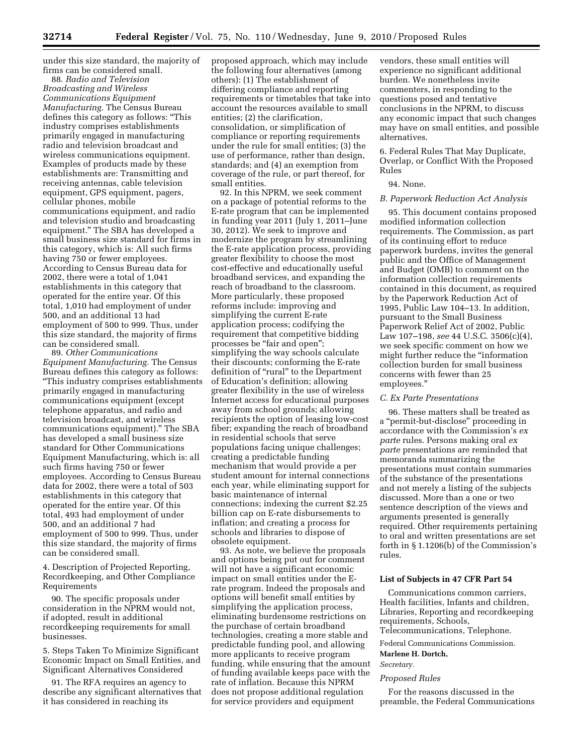under this size standard, the majority of firms can be considered small.

88. *Radio and Television Broadcasting and Wireless Communications Equipment Manufacturing.* The Census Bureau defines this category as follows: "This industry comprises establishments primarily engaged in manufacturing radio and television broadcast and wireless communications equipment. Examples of products made by these establishments are: Transmitting and receiving antennas, cable television equipment, GPS equipment, pagers, cellular phones, mobile communications equipment, and radio and television studio and broadcasting equipment." The SBA has developed a small business size standard for firms in this category, which is: All such firms having 750 or fewer employees. According to Census Bureau data for 2002, there were a total of 1,041 establishments in this category that operated for the entire year. Of this total, 1,010 had employment of under 500, and an additional 13 had employment of 500 to 999. Thus, under this size standard, the majority of firms can be considered small.

89. *Other Communications Equipment Manufacturing.* The Census Bureau defines this category as follows: "This industry comprises establishments primarily engaged in manufacturing communications equipment (except telephone apparatus, and radio and television broadcast, and wireless communications equipment)." The SBA has developed a small business size standard for Other Communications Equipment Manufacturing, which is: all such firms having 750 or fewer employees. According to Census Bureau data for 2002, there were a total of 503 establishments in this category that operated for the entire year. Of this total, 493 had employment of under 500, and an additional 7 had employment of 500 to 999. Thus, under this size standard, the majority of firms can be considered small.

4. Description of Projected Reporting, Recordkeeping, and Other Compliance Requirements

90. The specific proposals under consideration in the NPRM would not, if adopted, result in additional recordkeeping requirements for small businesses.

5. Steps Taken To Minimize Significant Economic Impact on Small Entities, and Significant Alternatives Considered

91. The RFA requires an agency to describe any significant alternatives that it has considered in reaching its proposed approach, which may include the following four alternatives (among others): (1) The establishment of differing compliance and reporting requirements or timetables that take into account the resources available to small entities; (2) the clarification, consolidation, or simplification of compliance or reporting requirements under the rule for small entities; (3) the use of performance, rather than design, standards; and (4) an exemption from coverage of the rule, or part thereof, for small entities.

92. In this NPRM, we seek comment on a package of potential reforms to the E-rate program that can be implemented in funding year 2011 (July 1, 2011–June 30, 2012). We seek to improve and modernize the program by streamlining the E-rate application process, providing greater flexibility to choose the most cost-effective and educationally useful broadband services, and expanding the reach of broadband to the classroom. More particularly, these proposed reforms include: improving and simplifying the current E-rate application process; codifying the requirement that competitive bidding processes be "fair and open"; simplifying the way schools calculate their discounts; conforming the E-rate definition of "rural" to the Department of Education's definition; allowing greater flexibility in the use of wireless Internet access for educational purposes away from school grounds; allowing recipients the option of leasing low-cost fiber; expanding the reach of broadband in residential schools that serve populations facing unique challenges; creating a predictable funding mechanism that would provide a per student amount for internal connections each year, while eliminating support for basic maintenance of internal connections; indexing the current $2.25 billion cap on E-rate disbursements to inflation; and creating a process for schools and libraries to dispose of obsolete equipment.

93. As note, we believe the proposals and options being put out for comment will not have a significant economic impact on small entities under the E-rate program. Indeed the proposals and options will benefit small entities by simplifying the application process, eliminating burdensome restrictions on the purchase of certain broadband technologies, creating a more stable and predictable funding pool, and allowing more applicants to receive program funding, while ensuring that the amount of funding available keeps pace with the rate of inflation. Because this NPRM does not propose additional regulation for service providers and equipment vendors, these small entities will experience no significant additional burden. We nonetheless invite commenters, in responding to the questions posed and tentative conclusions in the NPRM, to discuss any economic impact that such changes may have on small entities, and possible alternatives.

6. Federal Rules That May Duplicate, Overlap, or Conflict With the Proposed Rules

94. None.

### *B. Paperwork Reduction Act Analysis*

95. This document contains proposed modified information collection requirements. The Commission, as part of its continuing effort to reduce paperwork burdens, invites the general public and the Office of Management and Budget (OMB) to comment on the information collection requirements contained in this document, as required by the Paperwork Reduction Act of 1995, Public Law 104–13. In addition, pursuant to the Small Business Paperwork Relief Act of 2002, Public Law 107–198, *see* 44 U.S.C. 3506(c)(4), we seek specific comment on how we might further reduce the "information collection burden for small business concerns with fewer than 25 employees."

### *C. Ex Parte Presentations*

96. These matters shall be treated as a "permit-but-disclose" proceeding in accordance with the Commission's *ex parte* rules. Persons making oral *ex parte* presentations are reminded that memoranda summarizing the presentations must contain summaries of the substance of the presentations and not merely a listing of the subjects discussed. More than a one or two sentence description of the views and arguments presented is generally required. Other requirements pertaining to oral and written presentations are set forth in § 1.1206(b) of the Commission's rules.

## List of Subjects in 47 CFR Part 54

Communications common carriers, Health facilities, Infants and children, Libraries, Reporting and recordkeeping requirements, Schools, Telecommunications, Telephone.

Federal Communications Commission.

**Marlene H. Dortch,**

*Secretary.*

### *Proposed Rules*

For the reasons discussed in the preamble, the Federal Communications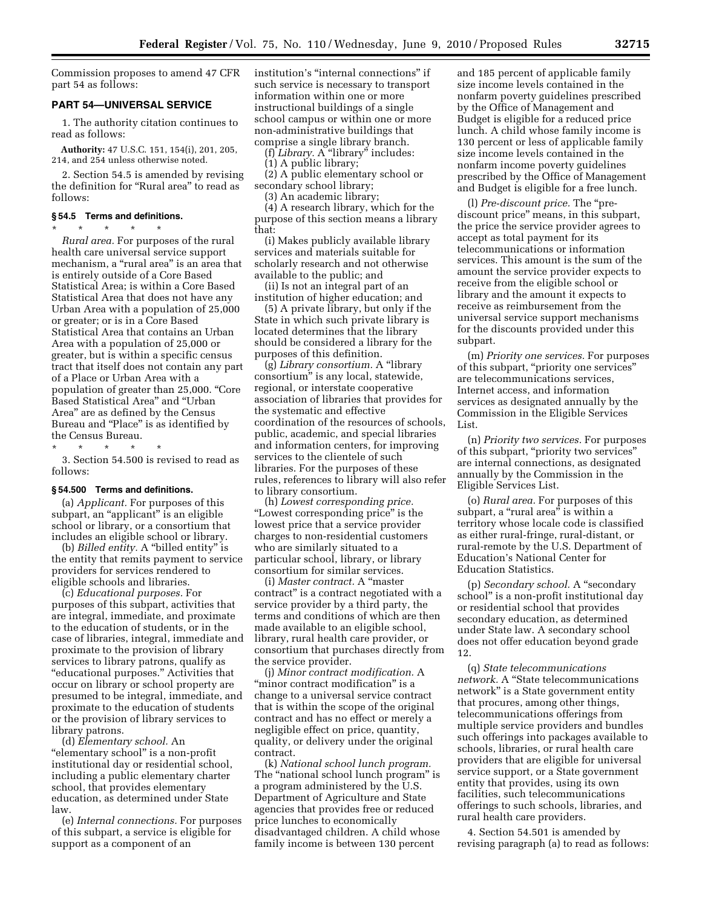Commission proposes to amend 47 CFR part 54 as follows:

## PART 54—UNIVERSAL SERVICE

1. The authority citation continues to read as follows:

**Authority:** 47 U.S.C. 151, 154(i), 201, 205, 214, and 254 unless otherwise noted.

2. Section 54.5 is amended by revising the definition for "Rural area" to read as follows:

### § 54.5 Terms and definitions.

\* \* \* \* \*

*Rural area.* For purposes of the rural health care universal service support mechanism, a "rural area" is an area that is entirely outside of a Core Based Statistical Area; is within a Core Based Statistical Area that does not have any Urban Area with a population of 25,000 or greater; or is in a Core Based Statistical Area that contains an Urban Area with a population of 25,000 or greater, but is within a specific census tract that itself does not contain any part of a Place or Urban Area with a population of greater than 25,000. "Core Based Statistical Area" and "Urban Area" are as defined by the Census Bureau and "Place" is as identified by the Census Bureau.

\* \* \* \* \*

3. Section 54.500 is revised to read as follows:

### § 54.500 Terms and definitions.

(a) *Applicant.* For purposes of this subpart, an "applicant" is an eligible school or library, or a consortium that includes an eligible school or library.

(b) *Billed entity.* A "billed entity" is the entity that remits payment to service providers for services rendered to eligible schools and libraries.

(c) *Educational purposes.* For purposes of this subpart, activities that are integral, immediate, and proximate to the education of students, or in the case of libraries, integral, immediate and proximate to the provision of library services to library patrons, qualify as "educational purposes." Activities that occur on library or school property are presumed to be integral, immediate, and proximate to the education of students or the provision of library services to library patrons.

(d) *Elementary school.* An "elementary school" is a non-profit institutional day or residential school, including a public elementary charter school, that provides elementary education, as determined under State law.

(e) *Internal connections.* For purposes of this subpart, a service is eligible for support as a component of an institution's "internal connections" if such service is necessary to transport information within one or more instructional buildings of a single school campus or within one or more non-administrative buildings that comprise a single library branch.

(f) *Library.* A "library" includes:

(1) A public library;

(2) A public elementary school or secondary school library;

(3) An academic library;

(4) A research library, which for the purpose of this section means a library that:

(i) Makes publicly available library services and materials suitable for scholarly research and not otherwise available to the public; and

(ii) Is not an integral part of an institution of higher education; and

(5) A private library, but only if the State in which such private library is located determines that the library should be considered a library for the purposes of this definition.

(g) *Library consortium.* A "library consortium" is any local, statewide, regional, or interstate cooperative association of libraries that provides for the systematic and effective coordination of the resources of schools, public, academic, and special libraries and information centers, for improving services to the clientele of such libraries. For the purposes of these rules, references to library will also refer to library consortium.

(h) *Lowest corresponding price.* "Lowest corresponding price" is the lowest price that a service provider charges to non-residential customers who are similarly situated to a particular school, library, or library consortium for similar services.

(i) *Master contract.* A "master contract" is a contract negotiated with a service provider by a third party, the terms and conditions of which are then made available to an eligible school, library, rural health care provider, or consortium that purchases directly from the service provider.

(j) *Minor contract modification.* A "minor contract modification" is a change to a universal service contract that is within the scope of the original contract and has no effect or merely a negligible effect on price, quantity, quality, or delivery under the original contract.

(k) *National school lunch program.* The "national school lunch program" is a program administered by the U.S. Department of Agriculture and State agencies that provides free or reduced price lunches to economically disadvantaged children. A child whose family income is between 130 percent and 185 percent of applicable family size income levels contained in the nonfarm poverty guidelines prescribed by the Office of Management and Budget is eligible for a reduced price lunch. A child whose family income is 130 percent or less of applicable family size income levels contained in the nonfarm income poverty guidelines prescribed by the Office of Management and Budget is eligible for a free lunch.

(l) *Pre-discount price.* The "pre-discount price" means, in this subpart, the price the service provider agrees to accept as total payment for its telecommunications or information services. This amount is the sum of the amount the service provider expects to receive from the eligible school or library and the amount it expects to receive as reimbursement from the universal service support mechanisms for the discounts provided under this subpart.

(m) *Priority one services.* For purposes of this subpart, "priority one services" are telecommunications services, Internet access, and information services as designated annually by the Commission in the Eligible Services List.

(n) *Priority two services.* For purposes of this subpart, "priority two services" are internal connections, as designated annually by the Commission in the Eligible Services List.

(o) *Rural area.* For purposes of this subpart, a "rural area" is within a territory whose locale code is classified as either rural-fringe, rural-distant, or rural-remote by the U.S. Department of Education's National Center for Education Statistics.

(p) *Secondary school.* A "secondary school" is a non-profit institutional day or residential school that provides secondary education, as determined under State law. A secondary school does not offer education beyond grade 12.

(q) *State telecommunications network.* A "State telecommunications network" is a State government entity that procures, among other things, telecommunications offerings from multiple service providers and bundles such offerings into packages available to schools, libraries, or rural health care providers that are eligible for universal service support, or a State government entity that provides, using its own facilities, such telecommunications offerings to such schools, libraries, and rural health care providers.

4. Section 54.501 is amended by revising paragraph (a) to read as follows: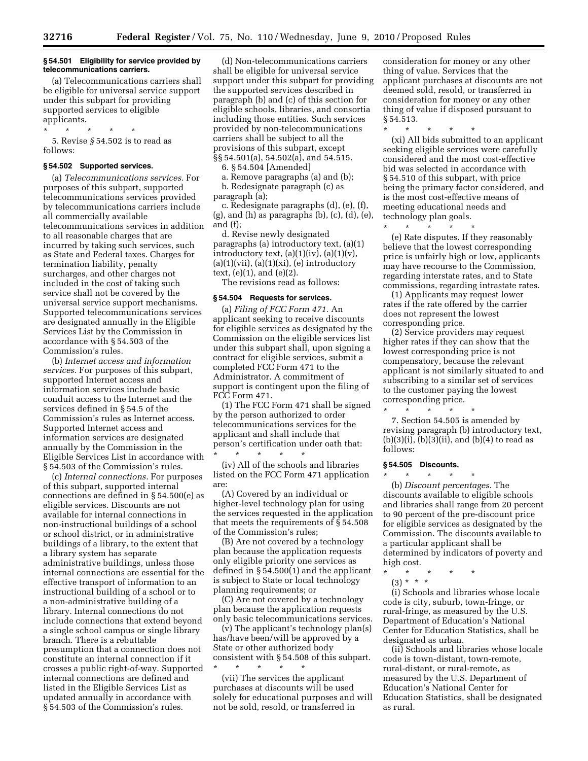**§ 54.501 Eligibility for service provided by telecommunications carriers.**

(a) Telecommunications carriers shall be eligible for universal service support under this subpart for providing supported services to eligible applicants.

\* \* \* \* \*

5. Revise § 54.502 is to read as follows:

**§ 54.502 Supported services.**

(a) *Telecommunications services.* For purposes of this subpart, supported telecommunications services provided by telecommunications carriers include all commercially available telecommunications services in addition to all reasonable charges that are incurred by taking such services, such as State and Federal taxes. Charges for termination liability, penalty surcharges, and other charges not included in the cost of taking such service shall not be covered by the universal service support mechanisms. Supported telecommunications services are designated annually in the Eligible Services List by the Commission in accordance with § 54.503 of the Commission's rules.

(b) *Internet access and information services.* For purposes of this subpart, supported Internet access and information services include basic conduit access to the Internet and the services defined in § 54.5 of the Commission's rules as Internet access. Supported Internet access and information services are designated annually by the Commission in the Eligible Services List in accordance with § 54.503 of the Commission's rules.

(c) *Internal connections.* For purposes of this subpart, supported internal connections are defined in § 54.500(e) as eligible services. Discounts are not available for internal connections in non-instructional buildings of a school or school district, or in administrative buildings of a library, to the extent that a library system has separate administrative buildings, unless those internal connections are essential for the effective transport of information to an instructional building of a school or to a non-administrative building of a library. Internal connections do not include connections that extend beyond a single school campus or single library branch. There is a rebuttable presumption that a connection does not constitute an internal connection if it crosses a public right-of-way. Supported internal connections are defined and listed in the Eligible Services List as updated annually in accordance with § 54.503 of the Commission's rules.

(d) Non-telecommunications carriers shall be eligible for universal service support under this subpart for providing the supported services described in paragraph (b) and (c) of this section for eligible schools, libraries, and consortia including those entities. Such services provided by non-telecommunications carriers shall be subject to all the provisions of this subpart, except §§ 54.501(a), 54.502(a), and 54.515.

6. § 54.504 [Amended]

a. Remove paragraphs (a) and (b);

b. Redesignate paragraph (c) as paragraph (a);

c. Redesignate paragraphs (d), (e), (f), (g), and (h) as paragraphs (b), (c), (d), (e), and (f);

d. Revise newly designated paragraphs (a) introductory text, (a)(1) introductory text, (a)(1)(iv), (a)(1)(v), (a)(1)(vii), (a)(1)(xi), (e) introductory text, (e)(1), and (e)(2).

The revisions read as follows:

**§ 54.504 Requests for services.**

(a) *Filing of FCC Form 471.* An applicant seeking to receive discounts for eligible services as designated by the Commission on the eligible services list under this subpart shall, upon signing a contract for eligible services, submit a completed FCC Form 471 to the Administrator. A commitment of support is contingent upon the filing of FCC Form 471.

(1) The FCC Form 471 shall be signed by the person authorized to order telecommunications services for the applicant and shall include that person's certification under oath that:

\* \* \* \* \*

(iv) All of the schools and libraries listed on the FCC Form 471 application are:

(A) Covered by an individual or higher-level technology plan for using the services requested in the application that meets the requirements of § 54.508 of the Commission's rules;

(B) Are not covered by a technology plan because the application requests only eligible priority one services as defined in § 54.500(1) and the applicant is subject to State or local technology planning requirements; or

(C) Are not covered by a technology plan because the application requests only basic telecommunications services.

(v) The applicant's technology plan(s) has/have been/will be approved by a State or other authorized body consistent with § 54.508 of this subpart.

\* \* \* \* \*

(vii) The services the applicant purchases at discounts will be used solely for educational purposes and will not be sold, resold, or transferred in consideration for money or any other thing of value. Services that the applicant purchases at discounts are not deemed sold, resold, or transferred in consideration for money or any other thing of value if disposed pursuant to § 54.513.

\* \* \* \* \*

(xi) All bids submitted to an applicant seeking eligible services were carefully considered and the most cost-effective bid was selected in accordance with § 54.510 of this subpart, with price being the primary factor considered, and is the most cost-effective means of meeting educational needs and technology plan goals.

\* \* \* \* \*

(e) Rate disputes. If they reasonably believe that the lowest corresponding price is unfairly high or low, applicants may have recourse to the Commission, regarding interstate rates, and to State commissions, regarding intrastate rates.

(1) Applicants may request lower rates if the rate offered by the carrier does not represent the lowest corresponding price.

(2) Service providers may request higher rates if they can show that the lowest corresponding price is not compensatory, because the relevant applicant is not similarly situated to and subscribing to a similar set of services to the customer paying the lowest corresponding price.

\* \* \* \* \*

7. Section 54.505 is amended by revising paragraph (b) introductory text, (b)(3)(i), (b)(3)(ii), and (b)(4) to read as follows:

**§ 54.505 Discounts.**

\* \* \* \* \*

(b) *Discount percentages.* The discounts available to eligible schools and libraries shall range from 20 percent to 90 percent of the pre-discount price for eligible services as designated by the Commission. The discounts available to a particular applicant shall be determined by indicators of poverty and high cost.

\* \* \* \* \*

(3) \* \* \*

(i) Schools and libraries whose locale code is city, suburb, town-fringe, or rural-fringe, as measured by the U.S. Department of Education's National Center for Education Statistics, shall be designated as urban.

(ii) Schools and libraries whose locale code is town-distant, town-remote, rural-distant, or rural-remote, as measured by the U.S. Department of Education's National Center for Education Statistics, shall be designated as rural.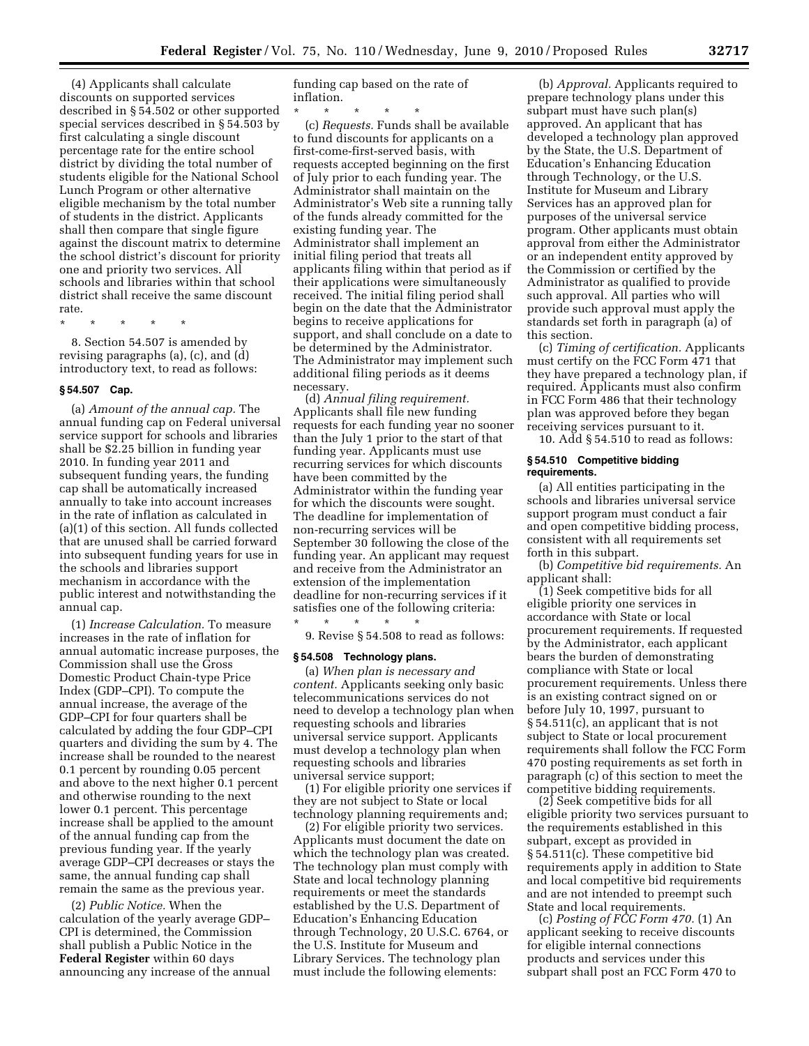(4) Applicants shall calculate discounts on supported services described in § 54.502 or other supported special services described in § 54.503 by first calculating a single discount percentage rate for the entire school district by dividing the total number of students eligible for the National School Lunch Program or other alternative eligible mechanism by the total number of students in the district. Applicants shall then compare that single figure against the discount matrix to determine the school district's discount for priority one and priority two services. All schools and libraries within that school district shall receive the same discount rate.

\* \* \* \* \*

8. Section 54.507 is amended by revising paragraphs (a), (c), and (d) introductory text, to read as follows:

### § 54.507 Cap.

(a) *Amount of the annual cap.* The annual funding cap on Federal universal service support for schools and libraries shall be $2.25 billion in funding year 2010. In funding year 2011 and subsequent funding years, the funding cap shall be automatically increased annually to take into account increases in the rate of inflation as calculated in (a)(1) of this section. All funds collected that are unused shall be carried forward into subsequent funding years for use in the schools and libraries support mechanism in accordance with the public interest and notwithstanding the annual cap.

(1) *Increase Calculation.* To measure increases in the rate of inflation for annual automatic increase purposes, the Commission shall use the Gross Domestic Product Chain-type Price Index (GDP–CPI). To compute the annual increase, the average of the GDP–CPI for four quarters shall be calculated by adding the four GDP–CPI quarters and dividing the sum by 4. The increase shall be rounded to the nearest 0.1 percent by rounding 0.05 percent and above to the next higher 0.1 percent and otherwise rounding to the next lower 0.1 percent. This percentage increase shall be applied to the amount of the annual funding cap from the previous funding year. If the yearly average GDP–CPI decreases or stays the same, the annual funding cap shall remain the same as the previous year.

(2) *Public Notice.* When the calculation of the yearly average GDP–CPI is determined, the Commission shall publish a Public Notice in the **Federal Register** within 60 days announcing any increase of the annual funding cap based on the rate of inflation.

\* \* \* \* \*

(c) *Requests.* Funds shall be available to fund discounts for applicants on a first-come-first-served basis, with requests accepted beginning on the first of July prior to each funding year. The Administrator shall maintain on the Administrator's Web site a running tally of the funds already committed for the existing funding year. The Administrator shall implement an initial filing period that treats all applicants filing within that period as if their applications were simultaneously received. The initial filing period shall begin on the date that the Administrator begins to receive applications for support, and shall conclude on a date to be determined by the Administrator. The Administrator may implement such additional filing periods as it deems necessary.

(d) *Annual filing requirement.* Applicants shall file new funding requests for each funding year no sooner than the July 1 prior to the start of that funding year. Applicants must use recurring services for which discounts have been committed by the Administrator within the funding year for which the discounts were sought. The deadline for implementation of non-recurring services will be September 30 following the close of the funding year. An applicant may request and receive from the Administrator an extension of the implementation deadline for non-recurring services if it satisfies one of the following criteria:

\* \* \* \* \*

9. Revise § 54.508 to read as follows:

### § 54.508 Technology plans.

(a) *When plan is necessary and content.* Applicants seeking only basic telecommunications services do not need to develop a technology plan when requesting schools and libraries universal service support. Applicants must develop a technology plan when requesting schools and libraries universal service support;

(1) For eligible priority one services if they are not subject to State or local technology planning requirements and;

(2) For eligible priority two services. Applicants must document the date on which the technology plan was created. The technology plan must comply with State and local technology planning requirements or meet the standards established by the U.S. Department of Education's Enhancing Education through Technology, 20 U.S.C. 6764, or the U.S. Institute for Museum and Library Services. The technology plan must include the following elements:

(b) *Approval.* Applicants required to prepare technology plans under this subpart must have such plan(s) approved. An applicant that has developed a technology plan approved by the State, the U.S. Department of Education's Enhancing Education through Technology, or the U.S. Institute for Museum and Library Services has an approved plan for purposes of the universal service program. Other applicants must obtain approval from either the Administrator or an independent entity approved by the Commission or certified by the Administrator as qualified to provide such approval. All parties who will provide such approval must apply the standards set forth in paragraph (a) of this section.

(c) *Timing of certification.* Applicants must certify on the FCC Form 471 that they have prepared a technology plan, if required. Applicants must also confirm in FCC Form 486 that their technology plan was approved before they began receiving services pursuant to it.

10. Add § 54.510 to read as follows:

### § 54.510 Competitive bidding requirements.

(a) All entities participating in the schools and libraries universal service support program must conduct a fair and open competitive bidding process, consistent with all requirements set forth in this subpart.

(b) *Competitive bid requirements.* An applicant shall:

(1) Seek competitive bids for all eligible priority one services in accordance with State or local procurement requirements. If requested by the Administrator, each applicant bears the burden of demonstrating compliance with State or local procurement requirements. Unless there is an existing contract signed on or before July 10, 1997, pursuant to § 54.511(c), an applicant that is not subject to State or local procurement requirements shall follow the FCC Form 470 posting requirements as set forth in paragraph (c) of this section to meet the competitive bidding requirements.

(2) Seek competitive bids for all eligible priority two services pursuant to the requirements established in this subpart, except as provided in § 54.511(c). These competitive bid requirements apply in addition to State and local competitive bid requirements and are not intended to preempt such State and local requirements.

(c) *Posting of FCC Form 470.* (1) An applicant seeking to receive discounts for eligible internal connections products and services under this subpart shall post an FCC Form 470 to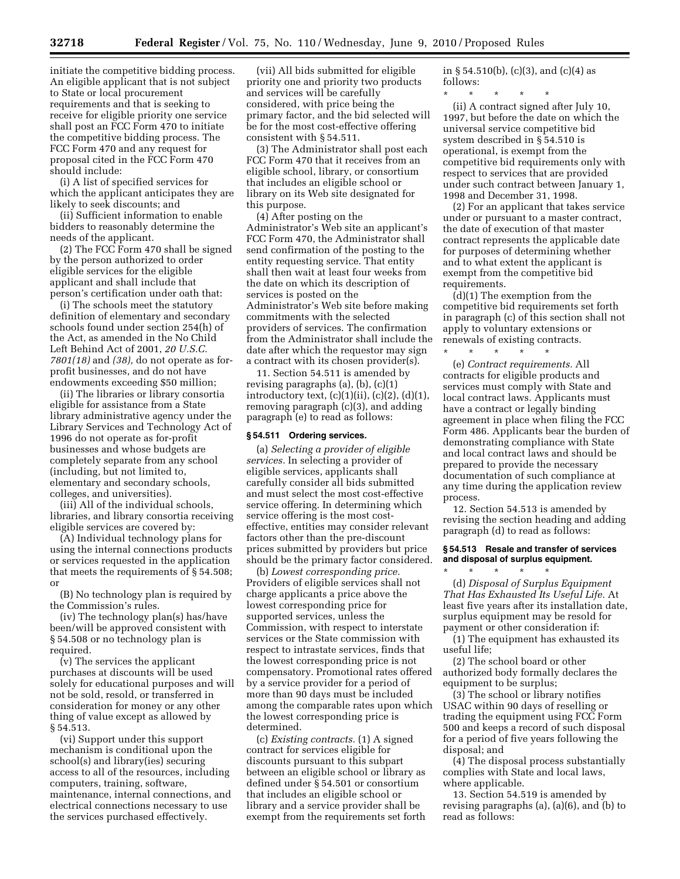initiate the competitive bidding process. An eligible applicant that is not subject to State or local procurement requirements and that is seeking to receive for eligible priority one service shall post an FCC Form 470 to initiate the competitive bidding process. The FCC Form 470 and any request for proposal cited in the FCC Form 470 should include:

(i) A list of specified services for which the applicant anticipates they are likely to seek discounts; and

(ii) Sufficient information to enable bidders to reasonably determine the needs of the applicant.

(2) The FCC Form 470 shall be signed by the person authorized to order eligible services for the eligible applicant and shall include that person's certification under oath that:

(i) The schools meet the statutory definition of elementary and secondary schools found under section 254(h) of the Act, as amended in the No Child Left Behind Act of 2001, *20 U.S.C. 7801(18)* and *(38),* do not operate as for-profit businesses, and do not have endowments exceeding $50 million;

(ii) The libraries or library consortia eligible for assistance from a State library administrative agency under the Library Services and Technology Act of 1996 do not operate as for-profit businesses and whose budgets are completely separate from any school (including, but not limited to, elementary and secondary schools, colleges, and universities).

(iii) All of the individual schools, libraries, and library consortia receiving eligible services are covered by:

(A) Individual technology plans for using the internal connections products or services requested in the application that meets the requirements of § 54.508; or

(B) No technology plan is required by the Commission's rules.

(iv) The technology plan(s) has/have been/will be approved consistent with § 54.508 or no technology plan is required.

(v) The services the applicant purchases at discounts will be used solely for educational purposes and will not be sold, resold, or transferred in consideration for money or any other thing of value except as allowed by § 54.513.

(vi) Support under this support mechanism is conditional upon the school(s) and library(ies) securing access to all of the resources, including computers, training, software, maintenance, internal connections, and electrical connections necessary to use the services purchased effectively.

(vii) All bids submitted for eligible priority one and priority two products and services will be carefully considered, with price being the primary factor, and the bid selected will be for the most cost-effective offering consistent with § 54.511.

(3) The Administrator shall post each FCC Form 470 that it receives from an eligible school, library, or consortium that includes an eligible school or library on its Web site designated for this purpose.

(4) After posting on the Administrator's Web site an applicant's FCC Form 470, the Administrator shall send confirmation of the posting to the entity requesting service. That entity shall then wait at least four weeks from the date on which its description of services is posted on the Administrator's Web site before making commitments with the selected providers of services. The confirmation from the Administrator shall include the date after which the requestor may sign a contract with its chosen provider(s).

11. Section 54.511 is amended by revising paragraphs (a), (b), (c)(1) introductory text, (c)(1)(ii), (c)(2), (d)(1), removing paragraph (c)(3), and adding paragraph (e) to read as follows:

### § 54.511 Ordering services.

(a) *Selecting a provider of eligible services.* In selecting a provider of eligible services, applicants shall carefully consider all bids submitted and must select the most cost-effective service offering. In determining which service offering is the most cost-effective, entities may consider relevant factors other than the pre-discount prices submitted by providers but price should be the primary factor considered.

(b) *Lowest corresponding price.* Providers of eligible services shall not charge applicants a price above the lowest corresponding price for supported services, unless the Commission, with respect to interstate services or the State commission with respect to intrastate services, finds that the lowest corresponding price is not compensatory. Promotional rates offered by a service provider for a period of more than 90 days must be included among the comparable rates upon which the lowest corresponding price is determined.

(c) *Existing contracts.* (1) A signed contract for services eligible for discounts pursuant to this subpart between an eligible school or library as defined under § 54.501 or consortium that includes an eligible school or library and a service provider shall be exempt from the requirements set forth in § 54.510(b), (c)(3), and (c)(4) as follows:

\* \* \* \* \*

(ii) A contract signed after July 10, 1997, but before the date on which the universal service competitive bid system described in § 54.510 is operational, is exempt from the competitive bid requirements only with respect to services that are provided under such contract between January 1, 1998 and December 31, 1998.

(2) For an applicant that takes service under or pursuant to a master contract, the date of execution of that master contract represents the applicable date for purposes of determining whether and to what extent the applicant is exempt from the competitive bid requirements.

(d)(1) The exemption from the competitive bid requirements set forth in paragraph (c) of this section shall not apply to voluntary extensions or renewals of existing contracts.

\* \* \* \* \*

(e) *Contract requirements.* All contracts for eligible products and services must comply with State and local contract laws. Applicants must have a contract or legally binding agreement in place when filing the FCC Form 486. Applicants bear the burden of demonstrating compliance with State and local contract laws and should be prepared to provide the necessary documentation of such compliance at any time during the application review process.

12. Section 54.513 is amended by revising the section heading and adding paragraph (d) to read as follows:

### § 54.513 Resale and transfer of services and disposal of surplus equipment.

\* \* \* \* \*

(d) *Disposal of Surplus Equipment That Has Exhausted Its Useful Life.* At least five years after its installation date, surplus equipment may be resold for payment or other consideration if:

(1) The equipment has exhausted its useful life;

(2) The school board or other authorized body formally declares the equipment to be surplus;

(3) The school or library notifies USAC within 90 days of reselling or trading the equipment using FCC Form 500 and keeps a record of such disposal for a period of five years following the disposal; and

(4) The disposal process substantially complies with State and local laws, where applicable.

13. Section 54.519 is amended by revising paragraphs (a), (a)(6), and (b) to read as follows: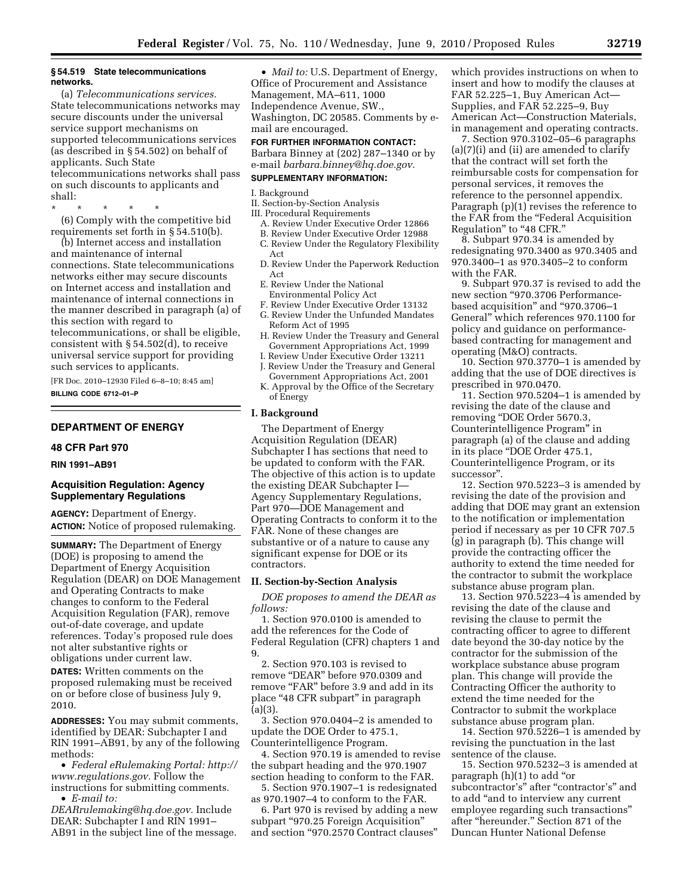### § 54.519 State telecommunications networks.

(a) *Telecommunications services.* State telecommunications networks may secure discounts under the universal service support mechanisms on supported telecommunications services (as described in § 54.502) on behalf of applicants. Such State telecommunications networks shall pass on such discounts to applicants and shall:

\* \* \* \* \*

(6) Comply with the competitive bid requirements set forth in § 54.510(b).

(b) Internet access and installation and maintenance of internal connections. State telecommunications networks either may secure discounts on Internet access and installation and maintenance of internal connections in the manner described in paragraph (a) of this section with regard to telecommunications, or shall be eligible, consistent with § 54.502(d), to receive universal service support for providing such services to applicants.

[FR Doc. 2010–12930 Filed 6–8–10; 8:45 am]

**BILLING CODE 6712–01–P**

---

## DEPARTMENT OF ENERGY

### 48 CFR Part 970

### RIN 1991–AB91

## Acquisition Regulation: Agency Supplementary Regulations

**AGENCY:** Department of Energy.

**ACTION:** Notice of proposed rulemaking.

**SUMMARY:** The Department of Energy (DOE) is proposing to amend the Department of Energy Acquisition Regulation (DEAR) on DOE Management and Operating Contracts to make changes to conform to the Federal Acquisition Regulation (FAR), remove out-of-date coverage, and update references. Today's proposed rule does not alter substantive rights or obligations under current law.

**DATES:** Written comments on the proposed rulemaking must be received on or before close of business July 9, 2010.

**ADDRESSES:** You may submit comments, identified by DEAR: Subchapter I and RIN 1991–AB91, by any of the following methods:

- *Federal eRulemaking Portal: http://www.regulations.gov.* Follow the instructions for submitting comments.
- *E-mail to: DEARrulemaking@hq.doe.gov.* Include DEAR: Subchapter I and RIN 1991–AB91 in the subject line of the message.
- *Mail to:* U.S. Department of Energy, Office of Procurement and Assistance Management, MA–611, 1000 Independence Avenue, SW., Washington, DC 20585. Comments by e-mail are encouraged.

**FOR FURTHER INFORMATION CONTACT:** Barbara Binney at (202) 287–1340 or by e-mail *barbara.binney@hq.doe.gov.*

**SUPPLEMENTARY INFORMATION:**

I. Background
II. Section-by-Section Analysis
III. Procedural Requirements
  A. Review Under Executive Order 12866
  B. Review Under Executive Order 12988
  C. Review Under the Regulatory Flexibility Act
  D. Review Under the Paperwork Reduction Act
  E. Review Under the National Environmental Policy Act
  F. Review Under Executive Order 13132
  G. Review Under the Unfunded Mandates Reform Act of 1995
  H. Review Under the Treasury and General Government Appropriations Act, 1999
  I. Review Under Executive Order 13211
  J. Review Under the Treasury and General Government Appropriations Act, 2001
  K. Approval by the Office of the Secretary of Energy

### I. Background

The Department of Energy Acquisition Regulation (DEAR) Subchapter I has sections that need to be updated to conform with the FAR. The objective of this action is to update the existing DEAR Subchapter I—Agency Supplementary Regulations, Part 970—DOE Management and Operating Contracts to conform it to the FAR. None of these changes are substantive or of a nature to cause any significant expense for DOE or its contractors.

### II. Section-by-Section Analysis

*DOE proposes to amend the DEAR as follows:*

1. Section 970.0100 is amended to add the references for the Code of Federal Regulation (CFR) chapters 1 and 9.

2. Section 970.103 is revised to remove "DEAR" before 970.0309 and remove "FAR" before 3.9 and add in its place "48 CFR subpart" in paragraph (a)(3).

3. Section 970.0404–2 is amended to update the DOE Order to 475.1, Counterintelligence Program.

4. Section 970.19 is amended to revise the subpart heading and the 970.1907 section heading to conform to the FAR.

5. Section 970.1907–1 is redesignated as 970.1907–4 to conform to the FAR.

6. Part 970 is revised by adding a new subpart "970.25 Foreign Acquisition" and section "970.2570 Contract clauses" which provides instructions on when to insert and how to modify the clauses at FAR 52.225–1, Buy American Act—Supplies, and FAR 52.225–9, Buy American Act—Construction Materials, in management and operating contracts.

7. Section 970.3102–05–6 paragraphs (a)(7)(i) and (ii) are amended to clarify that the contract will set forth the reimbursable costs for compensation for personal services, it removes the reference to the personnel appendix. Paragraph (p)(1) revises the reference to the FAR from the "Federal Acquisition Regulation" to "48 CFR."

8. Subpart 970.34 is amended by redesignating 970.3400 as 970.3405 and 970.3400–1 as 970.3405–2 to conform with the FAR.

9. Subpart 970.37 is revised to add the new section "970.3706 Performance-based acquisition" and "970.3706–1 General" which references 970.1100 for policy and guidance on performance-based contracting for management and operating (M&O) contracts.

10. Section 970.3770–1 is amended by adding that the use of DOE directives is prescribed in 970.0470.

11. Section 970.5204–1 is amended by revising the date of the clause and removing "DOE Order 5670.3, Counterintelligence Program" in paragraph (a) of the clause and adding in its place "DOE Order 475.1, Counterintelligence Program, or its successor".

12. Section 970.5223–3 is amended by revising the date of the provision and adding that DOE may grant an extension to the notification or implementation period if necessary as per 10 CFR 707.5 (g) in paragraph (b). This change will provide the contracting officer the authority to extend the time needed for the contractor to submit the workplace substance abuse program plan.

13. Section 970.5223–4 is amended by revising the date of the clause and revising the clause to permit the contracting officer to agree to different date beyond the 30-day notice by the contractor for the submission of the workplace substance abuse program plan. This change will provide the Contracting Officer the authority to extend the time needed for the Contractor to submit the workplace substance abuse program plan.

14. Section 970.5226–1 is amended by revising the punctuation in the last sentence of the clause.

15. Section 970.5232–3 is amended at paragraph (h)(1) to add "or subcontractor's" after "contractor's" and to add "and to interview any current employee regarding such transactions" after "hereunder." Section 871 of the Duncan Hunter National Defense